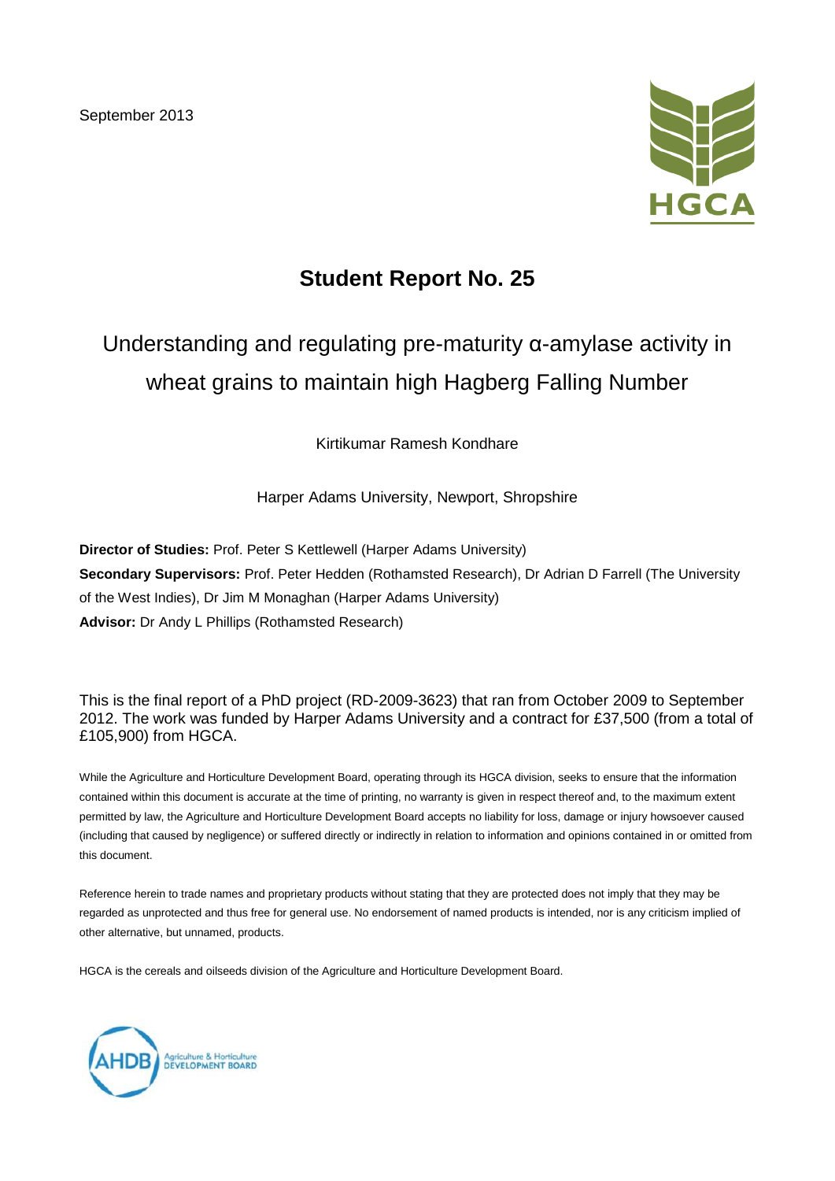September 2013

HGCA

# Student Report No. 25

## Understanding and regulating pre-maturity α-amylase activity in wheat grains to maintain high Hagberg Falling Number

Kirtikumar Ramesh Kondhare

Harper Adams University, Newport, Shropshire

**Director of Studies:** Prof. Peter S Kettlewell (Harper Adams University)
**Secondary Supervisors:** Prof. Peter Hedden (Rothamsted Research), Dr Adrian D Farrell (The University of the West Indies), Dr Jim M Monaghan (Harper Adams University)
**Advisor:** Dr Andy L Phillips (Rothamsted Research)

This is the final report of a PhD project (RD-2009-3623) that ran from October 2009 to September 2012. The work was funded by Harper Adams University and a contract for £37,500 (from a total of £105,900) from HGCA.

While the Agriculture and Horticulture Development Board, operating through its HGCA division, seeks to ensure that the information contained within this document is accurate at the time of printing, no warranty is given in respect thereof and, to the maximum extent permitted by law, the Agriculture and Horticulture Development Board accepts no liability for loss, damage or injury howsoever caused (including that caused by negligence) or suffered directly or indirectly in relation to information and opinions contained in or omitted from this document.

Reference herein to trade names and proprietary products without stating that they are protected does not imply that they may be regarded as unprotected and thus free for general use. No endorsement of named products is intended, nor is any criticism implied of other alternative, but unnamed, products.

HGCA is the cereals and oilseeds division of the Agriculture and Horticulture Development Board.

AHDB Agriculture & Horticulture DEVELOPMENT BOARD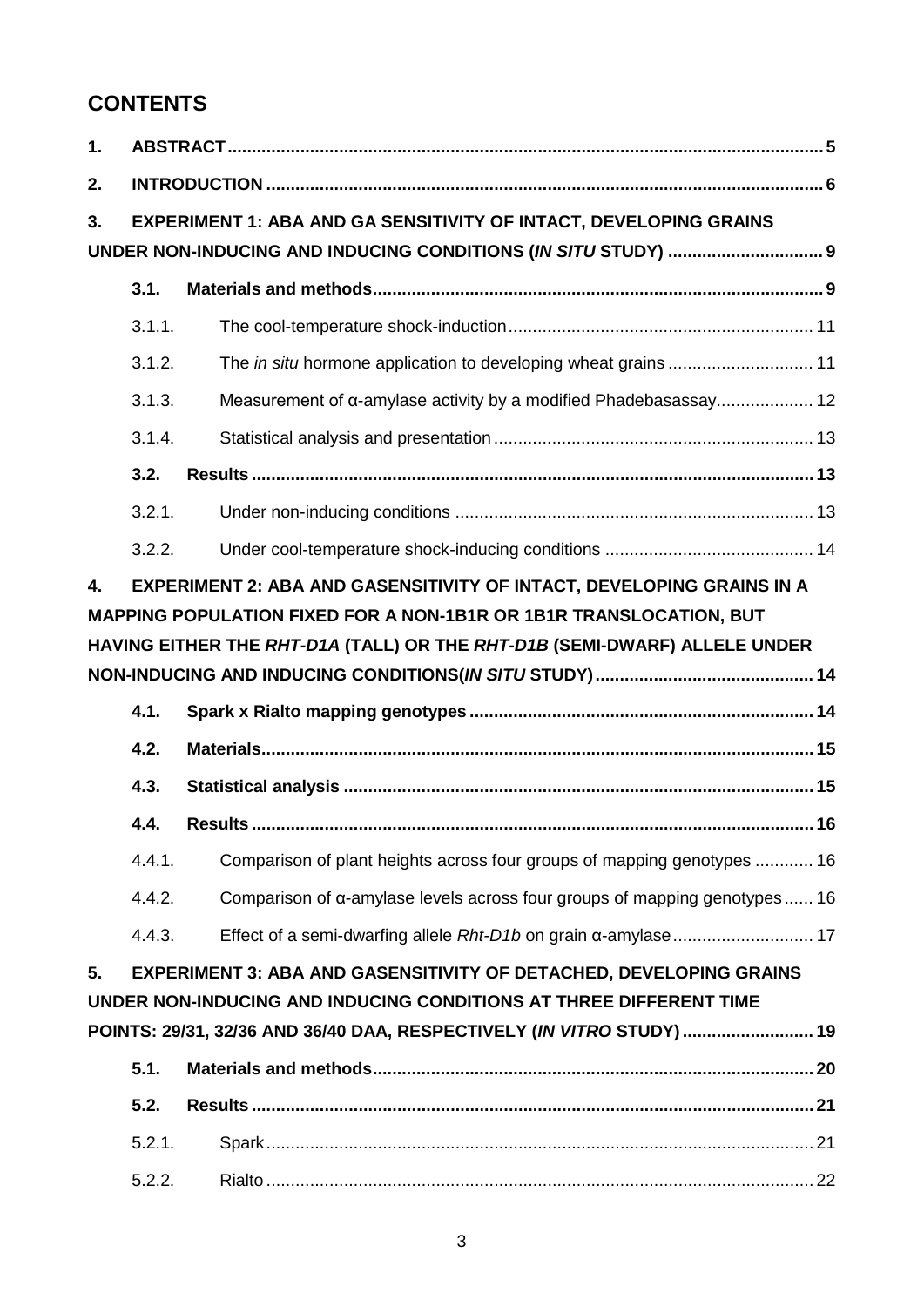# CONTENTS

| | | | |
|---|---|---|---|
| **1.** | **ABSTRACT** | | **5** |
| **2.** | **INTRODUCTION** | | **6** |
| **3.** | **EXPERIMENT 1: ABA AND GA SENSITIVITY OF INTACT, DEVELOPING GRAINS UNDER NON-INDUCING AND INDUCING CONDITIONS (*IN SITU* STUDY)** | | **9** |
| | **3.1.** | **Materials and methods** | **9** |
| | 3.1.1. | The cool-temperature shock-induction | 11 |
| | 3.1.2. | The *in situ* hormone application to developing wheat grains | 11 |
| | 3.1.3. | Measurement of α-amylase activity by a modified Phadebasassay | 12 |
| | 3.1.4. | Statistical analysis and presentation | 13 |
| | **3.2.** | **Results** | **13** |
| | 3.2.1. | Under non-inducing conditions | 13 |
| | 3.2.2. | Under cool-temperature shock-inducing conditions | 14 |
| **4.** | **EXPERIMENT 2: ABA AND GASENSITIVITY OF INTACT, DEVELOPING GRAINS IN A MAPPING POPULATION FIXED FOR A NON-1B1R OR 1B1R TRANSLOCATION, BUT HAVING EITHER THE *RHT-D1A* (TALL) OR THE *RHT-D1B* (SEMI-DWARF) ALLELE UNDER NON-INDUCING AND INDUCING CONDITIONS(*IN SITU* STUDY)** | | **14** |
| | **4.1.** | **Spark x Rialto mapping genotypes** | **14** |
| | **4.2.** | **Materials** | **15** |
| | **4.3.** | **Statistical analysis** | **15** |
| | **4.4.** | **Results** | **16** |
| | 4.4.1. | Comparison of plant heights across four groups of mapping genotypes | 16 |
| | 4.4.2. | Comparison of α-amylase levels across four groups of mapping genotypes | 16 |
| | 4.4.3. | Effect of a semi-dwarfing allele *Rht-D1b* on grain α-amylase | 17 |
| **5.** | **EXPERIMENT 3: ABA AND GASENSITIVITY OF DETACHED, DEVELOPING GRAINS UNDER NON-INDUCING AND INDUCING CONDITIONS AT THREE DIFFERENT TIME POINTS: 29/31, 32/36 AND 36/40 DAA, RESPECTIVELY (*IN VITRO* STUDY)** | | **19** |
| | **5.1.** | **Materials and methods** | **20** |
| | **5.2.** | **Results** | **21** |
| | 5.2.1. | Spark | 21 |
| | 5.2.2. | Rialto | 22 |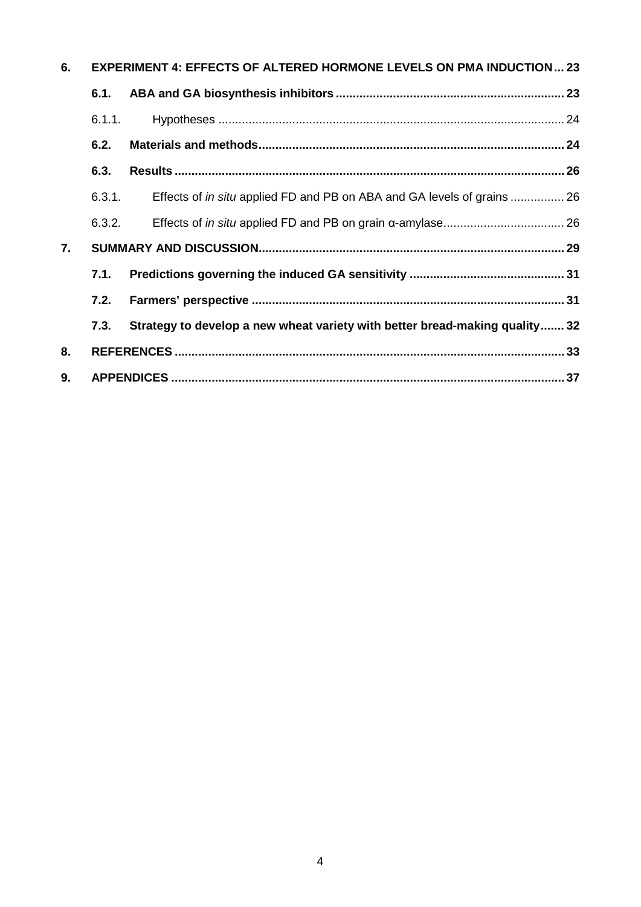**6. EXPERIMENT 4: EFFECTS OF ALTERED HORMONE LEVELS ON PMA INDUCTION ... 23**

**6.1. ABA and GA biosynthesis inhibitors ... 23**

6.1.1. Hypotheses ... 24

**6.2. Materials and methods ... 24**

**6.3. Results ... 26**

6.3.1. Effects of *in situ* applied FD and PB on ABA and GA levels of grains ... 26

6.3.2. Effects of *in situ* applied FD and PB on grain α-amylase ... 26

**7. SUMMARY AND DISCUSSION ... 29**

**7.1. Predictions governing the induced GA sensitivity ... 31**

**7.2. Farmers' perspective ... 31**

**7.3. Strategy to develop a new wheat variety with better bread-making quality ... 32**

**8. REFERENCES ... 33**

**9. APPENDICES ... 37**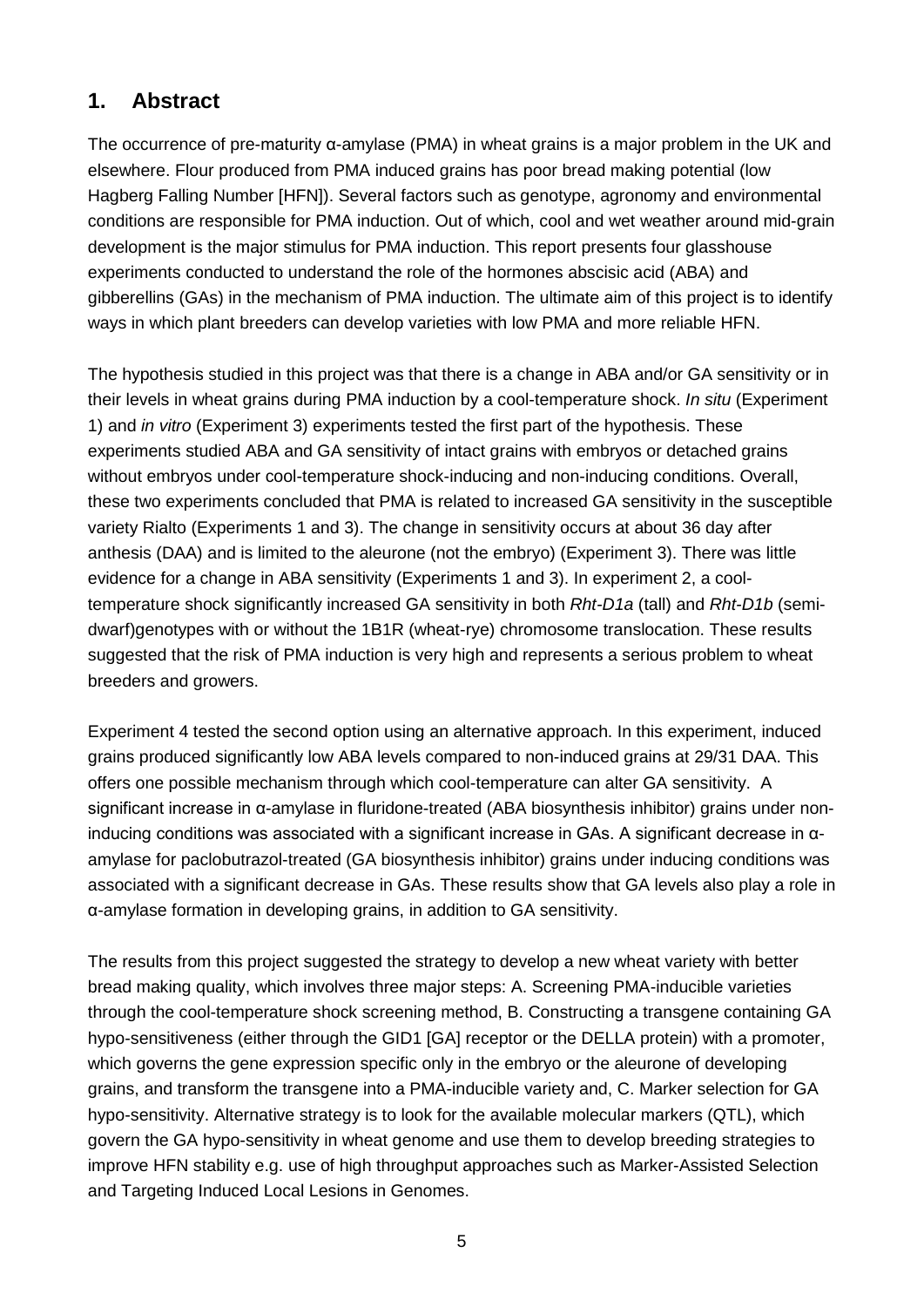## 1. Abstract

The occurrence of pre-maturity α-amylase (PMA) in wheat grains is a major problem in the UK and elsewhere. Flour produced from PMA induced grains has poor bread making potential (low Hagberg Falling Number [HFN]). Several factors such as genotype, agronomy and environmental conditions are responsible for PMA induction. Out of which, cool and wet weather around mid-grain development is the major stimulus for PMA induction. This report presents four glasshouse experiments conducted to understand the role of the hormones abscisic acid (ABA) and gibberellins (GAs) in the mechanism of PMA induction. The ultimate aim of this project is to identify ways in which plant breeders can develop varieties with low PMA and more reliable HFN.

The hypothesis studied in this project was that there is a change in ABA and/or GA sensitivity or in their levels in wheat grains during PMA induction by a cool-temperature shock. *In situ* (Experiment 1) and *in vitro* (Experiment 3) experiments tested the first part of the hypothesis. These experiments studied ABA and GA sensitivity of intact grains with embryos or detached grains without embryos under cool-temperature shock-inducing and non-inducing conditions. Overall, these two experiments concluded that PMA is related to increased GA sensitivity in the susceptible variety Rialto (Experiments 1 and 3). The change in sensitivity occurs at about 36 day after anthesis (DAA) and is limited to the aleurone (not the embryo) (Experiment 3). There was little evidence for a change in ABA sensitivity (Experiments 1 and 3). In experiment 2, a cool-temperature shock significantly increased GA sensitivity in both *Rht-D1a* (tall) and *Rht-D1b* (semi-dwarf)genotypes with or without the 1B1R (wheat-rye) chromosome translocation. These results suggested that the risk of PMA induction is very high and represents a serious problem to wheat breeders and growers.

Experiment 4 tested the second option using an alternative approach. In this experiment, induced grains produced significantly low ABA levels compared to non-induced grains at 29/31 DAA. This offers one possible mechanism through which cool-temperature can alter GA sensitivity. A significant increase in α-amylase in fluridone-treated (ABA biosynthesis inhibitor) grains under non-inducing conditions was associated with a significant increase in GAs. A significant decrease in α-amylase for paclobutrazol-treated (GA biosynthesis inhibitor) grains under inducing conditions was associated with a significant decrease in GAs. These results show that GA levels also play a role in α-amylase formation in developing grains, in addition to GA sensitivity.

The results from this project suggested the strategy to develop a new wheat variety with better bread making quality, which involves three major steps: A. Screening PMA-inducible varieties through the cool-temperature shock screening method, B. Constructing a transgene containing GA hypo-sensitiveness (either through the GID1 [GA] receptor or the DELLA protein) with a promoter, which governs the gene expression specific only in the embryo or the aleurone of developing grains, and transform the transgene into a PMA-inducible variety and, C. Marker selection for GA hypo-sensitivity. Alternative strategy is to look for the available molecular markers (QTL), which govern the GA hypo-sensitivity in wheat genome and use them to develop breeding strategies to improve HFN stability e.g. use of high throughput approaches such as Marker-Assisted Selection and Targeting Induced Local Lesions in Genomes.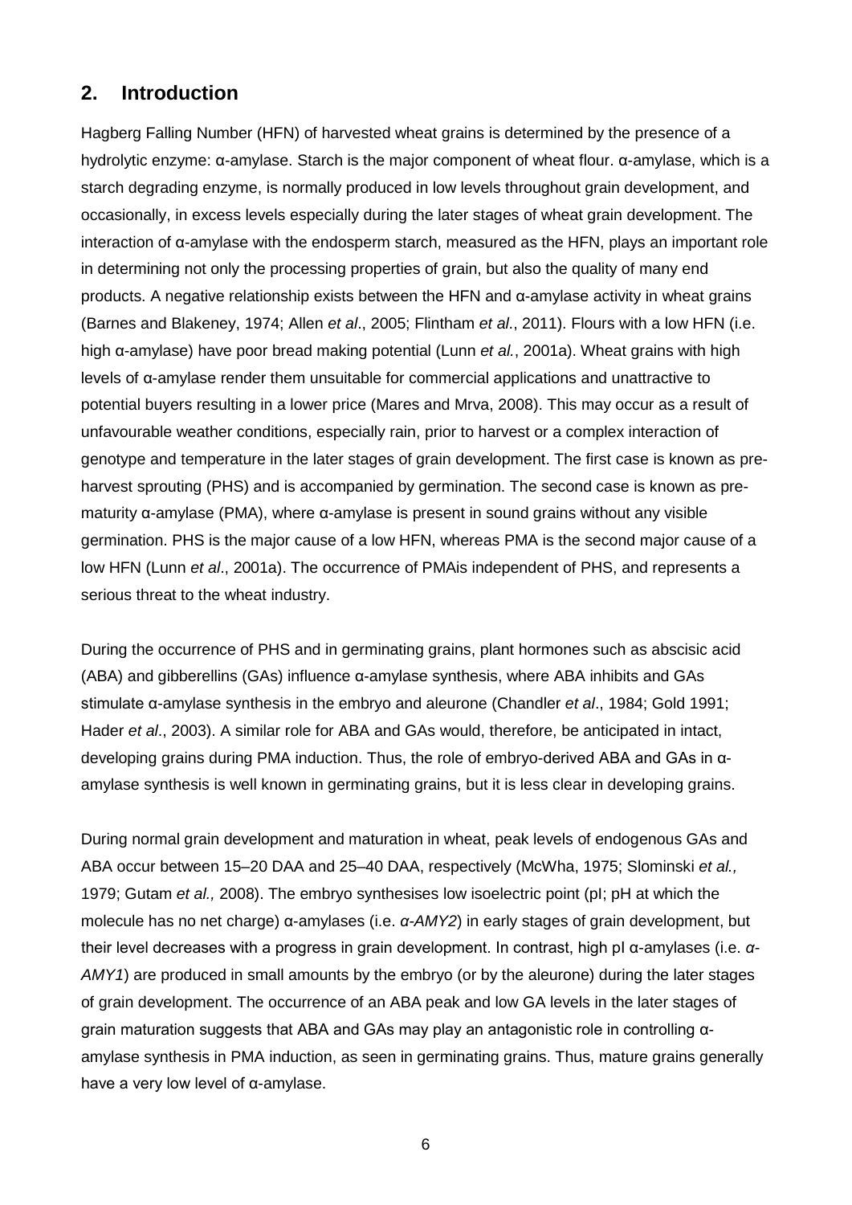## 2. Introduction

Hagberg Falling Number (HFN) of harvested wheat grains is determined by the presence of a hydrolytic enzyme: α-amylase. Starch is the major component of wheat flour. α-amylase, which is a starch degrading enzyme, is normally produced in low levels throughout grain development, and occasionally, in excess levels especially during the later stages of wheat grain development. The interaction of α-amylase with the endosperm starch, measured as the HFN, plays an important role in determining not only the processing properties of grain, but also the quality of many end products. A negative relationship exists between the HFN and α-amylase activity in wheat grains (Barnes and Blakeney, 1974; Allen *et al*., 2005; Flintham *et al*., 2011). Flours with a low HFN (i.e. high α-amylase) have poor bread making potential (Lunn *et al.*, 2001a). Wheat grains with high levels of α-amylase render them unsuitable for commercial applications and unattractive to potential buyers resulting in a lower price (Mares and Mrva, 2008). This may occur as a result of unfavourable weather conditions, especially rain, prior to harvest or a complex interaction of genotype and temperature in the later stages of grain development. The first case is known as pre-harvest sprouting (PHS) and is accompanied by germination. The second case is known as pre-maturity α-amylase (PMA), where α-amylase is present in sound grains without any visible germination. PHS is the major cause of a low HFN, whereas PMA is the second major cause of a low HFN (Lunn *et al*., 2001a). The occurrence of PMAis independent of PHS, and represents a serious threat to the wheat industry.

During the occurrence of PHS and in germinating grains, plant hormones such as abscisic acid (ABA) and gibberellins (GAs) influence α-amylase synthesis, where ABA inhibits and GAs stimulate α-amylase synthesis in the embryo and aleurone (Chandler *et al*., 1984; Gold 1991; Hader *et al*., 2003). A similar role for ABA and GAs would, therefore, be anticipated in intact, developing grains during PMA induction. Thus, the role of embryo-derived ABA and GAs in α-amylase synthesis is well known in germinating grains, but it is less clear in developing grains.

During normal grain development and maturation in wheat, peak levels of endogenous GAs and ABA occur between 15–20 DAA and 25–40 DAA, respectively (McWha, 1975; Slominski *et al.,* 1979; Gutam *et al.,* 2008). The embryo synthesises low isoelectric point (pI; pH at which the molecule has no net charge) α-amylases (i.e. *α-AMY2*) in early stages of grain development, but their level decreases with a progress in grain development. In contrast, high pI α-amylases (i.e. *α-AMY1*) are produced in small amounts by the embryo (or by the aleurone) during the later stages of grain development. The occurrence of an ABA peak and low GA levels in the later stages of grain maturation suggests that ABA and GAs may play an antagonistic role in controlling α-amylase synthesis in PMA induction, as seen in germinating grains. Thus, mature grains generally have a very low level of α-amylase.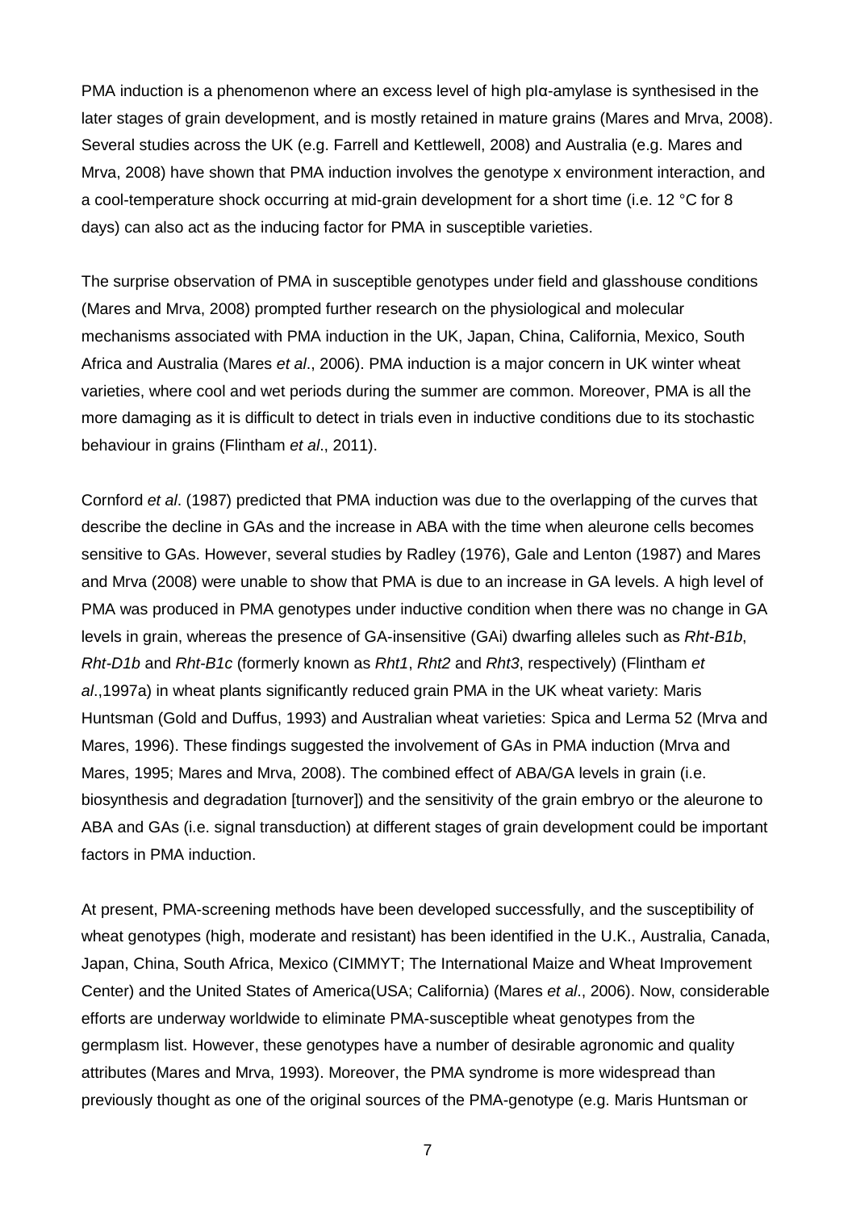PMA induction is a phenomenon where an excess level of high pIα-amylase is synthesised in the later stages of grain development, and is mostly retained in mature grains (Mares and Mrva, 2008). Several studies across the UK (e.g. Farrell and Kettlewell, 2008) and Australia (e.g. Mares and Mrva, 2008) have shown that PMA induction involves the genotype x environment interaction, and a cool-temperature shock occurring at mid-grain development for a short time (i.e. 12 °C for 8 days) can also act as the inducing factor for PMA in susceptible varieties.

The surprise observation of PMA in susceptible genotypes under field and glasshouse conditions (Mares and Mrva, 2008) prompted further research on the physiological and molecular mechanisms associated with PMA induction in the UK, Japan, China, California, Mexico, South Africa and Australia (Mares *et al*., 2006). PMA induction is a major concern in UK winter wheat varieties, where cool and wet periods during the summer are common. Moreover, PMA is all the more damaging as it is difficult to detect in trials even in inductive conditions due to its stochastic behaviour in grains (Flintham *et al*., 2011).

Cornford *et al*. (1987) predicted that PMA induction was due to the overlapping of the curves that describe the decline in GAs and the increase in ABA with the time when aleurone cells becomes sensitive to GAs. However, several studies by Radley (1976), Gale and Lenton (1987) and Mares and Mrva (2008) were unable to show that PMA is due to an increase in GA levels. A high level of PMA was produced in PMA genotypes under inductive condition when there was no change in GA levels in grain, whereas the presence of GA-insensitive (GAi) dwarfing alleles such as *Rht-B1b*, *Rht-D1b* and *Rht-B1c* (formerly known as *Rht1*, *Rht2* and *Rht3*, respectively) (Flintham *et al*.,1997a) in wheat plants significantly reduced grain PMA in the UK wheat variety: Maris Huntsman (Gold and Duffus, 1993) and Australian wheat varieties: Spica and Lerma 52 (Mrva and Mares, 1996). These findings suggested the involvement of GAs in PMA induction (Mrva and Mares, 1995; Mares and Mrva, 2008). The combined effect of ABA/GA levels in grain (i.e. biosynthesis and degradation [turnover]) and the sensitivity of the grain embryo or the aleurone to ABA and GAs (i.e. signal transduction) at different stages of grain development could be important factors in PMA induction.

At present, PMA-screening methods have been developed successfully, and the susceptibility of wheat genotypes (high, moderate and resistant) has been identified in the U.K., Australia, Canada, Japan, China, South Africa, Mexico (CIMMYT; The International Maize and Wheat Improvement Center) and the United States of America(USA; California) (Mares *et al*., 2006). Now, considerable efforts are underway worldwide to eliminate PMA-susceptible wheat genotypes from the germplasm list. However, these genotypes have a number of desirable agronomic and quality attributes (Mares and Mrva, 1993). Moreover, the PMA syndrome is more widespread than previously thought as one of the original sources of the PMA-genotype (e.g. Maris Huntsman or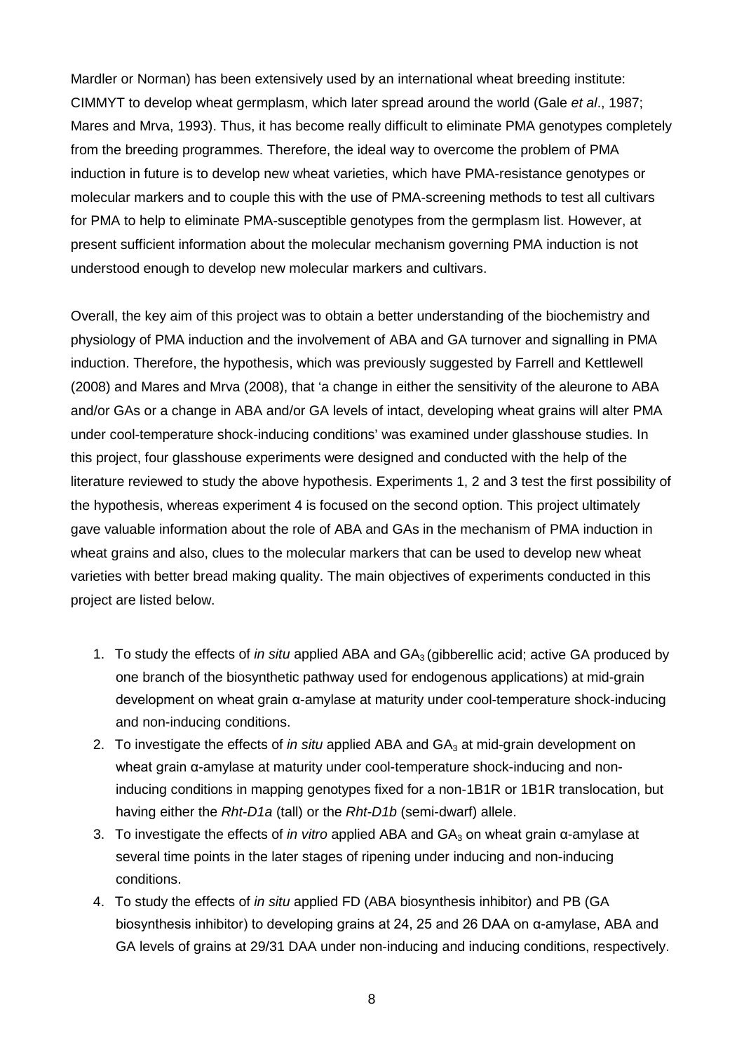Mardler or Norman) has been extensively used by an international wheat breeding institute: CIMMYT to develop wheat germplasm, which later spread around the world (Gale *et al*., 1987; Mares and Mrva, 1993). Thus, it has become really difficult to eliminate PMA genotypes completely from the breeding programmes. Therefore, the ideal way to overcome the problem of PMA induction in future is to develop new wheat varieties, which have PMA-resistance genotypes or molecular markers and to couple this with the use of PMA-screening methods to test all cultivars for PMA to help to eliminate PMA-susceptible genotypes from the germplasm list. However, at present sufficient information about the molecular mechanism governing PMA induction is not understood enough to develop new molecular markers and cultivars.

Overall, the key aim of this project was to obtain a better understanding of the biochemistry and physiology of PMA induction and the involvement of ABA and GA turnover and signalling in PMA induction. Therefore, the hypothesis, which was previously suggested by Farrell and Kettlewell (2008) and Mares and Mrva (2008), that 'a change in either the sensitivity of the aleurone to ABA and/or GAs or a change in ABA and/or GA levels of intact, developing wheat grains will alter PMA under cool-temperature shock-inducing conditions' was examined under glasshouse studies. In this project, four glasshouse experiments were designed and conducted with the help of the literature reviewed to study the above hypothesis. Experiments 1, 2 and 3 test the first possibility of the hypothesis, whereas experiment 4 is focused on the second option. This project ultimately gave valuable information about the role of ABA and GAs in the mechanism of PMA induction in wheat grains and also, clues to the molecular markers that can be used to develop new wheat varieties with better bread making quality. The main objectives of experiments conducted in this project are listed below.

1. To study the effects of *in situ* applied ABA and $GA_3$ (gibberellic acid; active GA produced by one branch of the biosynthetic pathway used for endogenous applications) at mid-grain development on wheat grain α-amylase at maturity under cool-temperature shock-inducing and non-inducing conditions.
2. To investigate the effects of *in situ* applied ABA and $GA_3$ at mid-grain development on wheat grain α-amylase at maturity under cool-temperature shock-inducing and non-inducing conditions in mapping genotypes fixed for a non-1B1R or 1B1R translocation, but having either the *Rht-D1a* (tall) or the *Rht-D1b* (semi-dwarf) allele.
3. To investigate the effects of *in vitro* applied ABA and $GA_3$ on wheat grain α-amylase at several time points in the later stages of ripening under inducing and non-inducing conditions.
4. To study the effects of *in situ* applied FD (ABA biosynthesis inhibitor) and PB (GA biosynthesis inhibitor) to developing grains at 24, 25 and 26 DAA on α-amylase, ABA and GA levels of grains at 29/31 DAA under non-inducing and inducing conditions, respectively.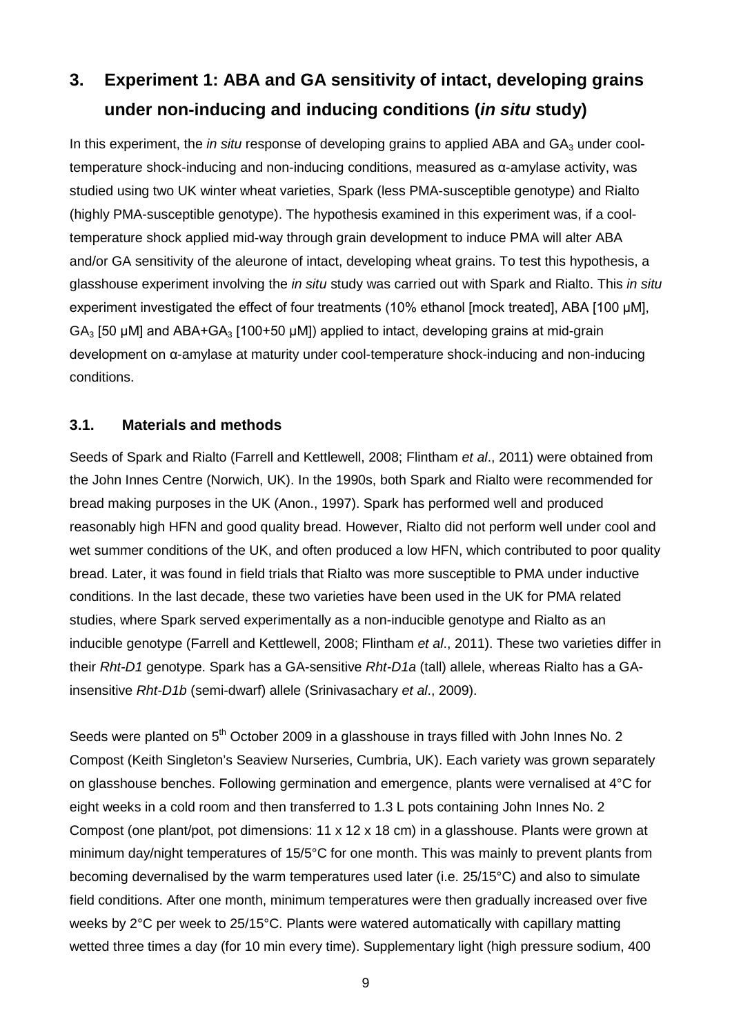## 3. Experiment 1: ABA and GA sensitivity of intact, developing grains under non-inducing and inducing conditions (*in situ* study)

In this experiment, the *in situ* response of developing grains to applied ABA and $GA_3$ under cool-temperature shock-inducing and non-inducing conditions, measured as α-amylase activity, was studied using two UK winter wheat varieties, Spark (less PMA-susceptible genotype) and Rialto (highly PMA-susceptible genotype). The hypothesis examined in this experiment was, if a cool-temperature shock applied mid-way through grain development to induce PMA will alter ABA and/or GA sensitivity of the aleurone of intact, developing wheat grains. To test this hypothesis, a glasshouse experiment involving the *in situ* study was carried out with Spark and Rialto. This *in situ* experiment investigated the effect of four treatments (10% ethanol [mock treated], ABA [100 μM], $GA_3$ [50 μM] and ABA+$GA_3$ [100+50 μM]) applied to intact, developing grains at mid-grain development on α-amylase at maturity under cool-temperature shock-inducing and non-inducing conditions.

### 3.1. Materials and methods

Seeds of Spark and Rialto (Farrell and Kettlewell, 2008; Flintham *et al*., 2011) were obtained from the John Innes Centre (Norwich, UK). In the 1990s, both Spark and Rialto were recommended for bread making purposes in the UK (Anon., 1997). Spark has performed well and produced reasonably high HFN and good quality bread. However, Rialto did not perform well under cool and wet summer conditions of the UK, and often produced a low HFN, which contributed to poor quality bread. Later, it was found in field trials that Rialto was more susceptible to PMA under inductive conditions. In the last decade, these two varieties have been used in the UK for PMA related studies, where Spark served experimentally as a non-inducible genotype and Rialto as an inducible genotype (Farrell and Kettlewell, 2008; Flintham *et al*., 2011). These two varieties differ in their *Rht-D1* genotype. Spark has a GA-sensitive *Rht-D1a* (tall) allele, whereas Rialto has a GA-insensitive *Rht-D1b* (semi-dwarf) allele (Srinivasachary *et al*., 2009).

Seeds were planted on 5th October 2009 in a glasshouse in trays filled with John Innes No. 2 Compost (Keith Singleton's Seaview Nurseries, Cumbria, UK). Each variety was grown separately on glasshouse benches. Following germination and emergence, plants were vernalised at 4°C for eight weeks in a cold room and then transferred to 1.3 L pots containing John Innes No. 2 Compost (one plant/pot, pot dimensions: 11 x 12 x 18 cm) in a glasshouse. Plants were grown at minimum day/night temperatures of 15/5°C for one month. This was mainly to prevent plants from becoming devernalised by the warm temperatures used later (i.e. 25/15°C) and also to simulate field conditions. After one month, minimum temperatures were then gradually increased over five weeks by 2°C per week to 25/15°C. Plants were watered automatically with capillary matting wetted three times a day (for 10 min every time). Supplementary light (high pressure sodium, 400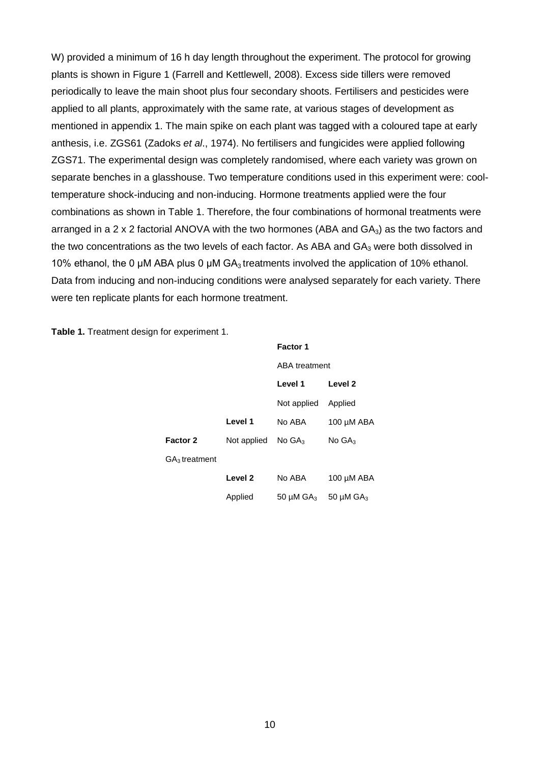W) provided a minimum of 16 h day length throughout the experiment. The protocol for growing plants is shown in Figure 1 (Farrell and Kettlewell, 2008). Excess side tillers were removed periodically to leave the main shoot plus four secondary shoots. Fertilisers and pesticides were applied to all plants, approximately with the same rate, at various stages of development as mentioned in appendix 1. The main spike on each plant was tagged with a coloured tape at early anthesis, i.e. ZGS61 (Zadoks *et al*., 1974). No fertilisers and fungicides were applied following ZGS71. The experimental design was completely randomised, where each variety was grown on separate benches in a glasshouse. Two temperature conditions used in this experiment were: cool-temperature shock-inducing and non-inducing. Hormone treatments applied were the four combinations as shown in Table 1. Therefore, the four combinations of hormonal treatments were arranged in a 2 x 2 factorial ANOVA with the two hormones (ABA and $GA_3$) as the two factors and the two concentrations as the two levels of each factor. As ABA and $GA_3$ were both dissolved in 10% ethanol, the 0 μM ABA plus 0 μM $GA_3$ treatments involved the application of 10% ethanol. Data from inducing and non-inducing conditions were analysed separately for each variety. There were ten replicate plants for each hormone treatment.

**Table 1.** Treatment design for experiment 1.

| | | **Factor 1** | |
|---|---|---|---|
| | | ABA treatment | |
| | | **Level 1** | **Level 2** |
| | | Not applied | Applied |
| | **Level 1** | No ABA | 100 μM ABA |
| **Factor 2** | Not applied | No $GA_3$ | No $GA_3$ |
| $GA_3$ treatment | | | |
| | **Level 2** | No ABA | 100 μM ABA |
| | Applied | 50 μM $GA_3$ | 50 μM $GA_3$ |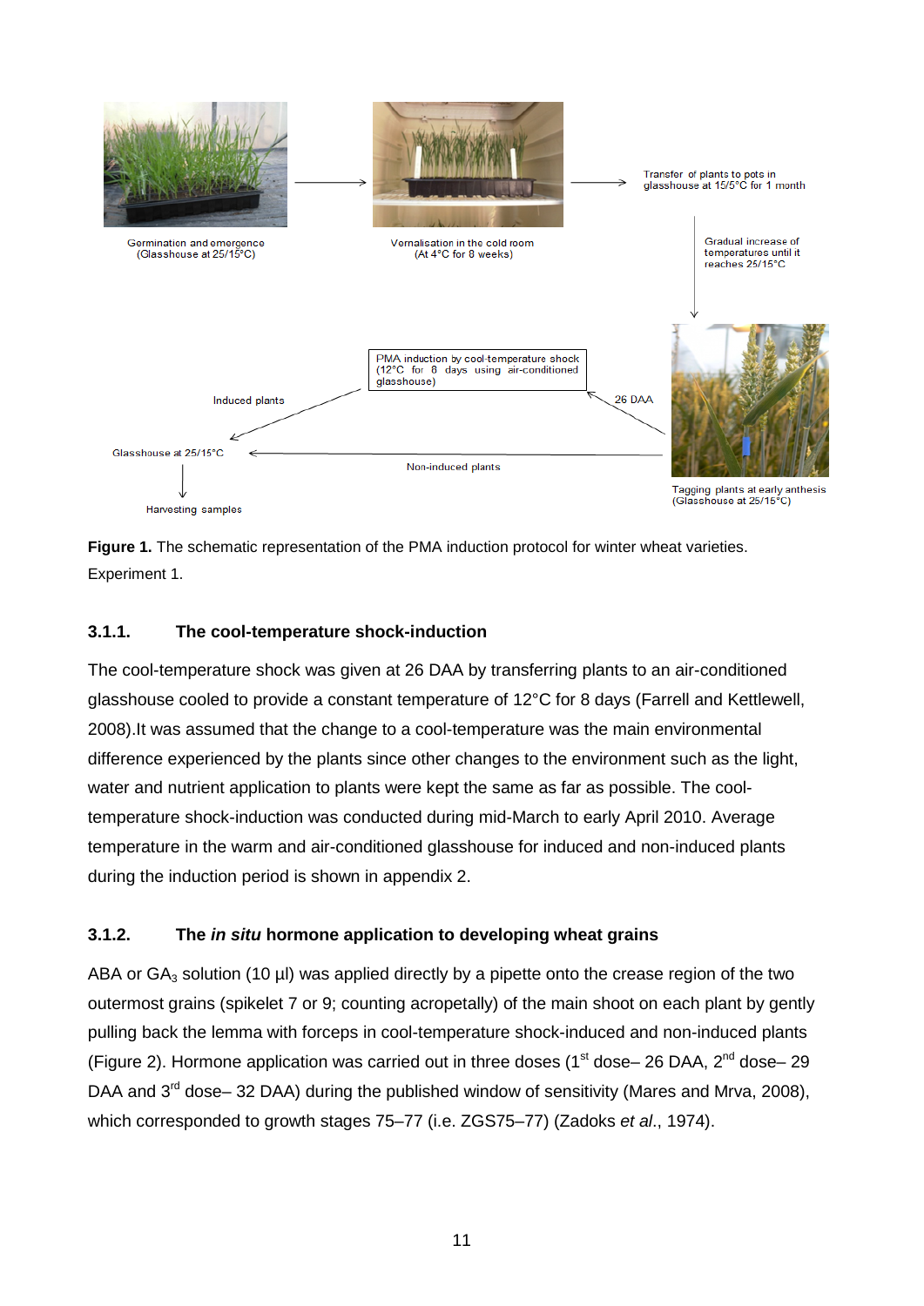**Figure 1.** The schematic representation of the PMA induction protocol for winter wheat varieties. Experiment 1.

### 3.1.1. The cool-temperature shock-induction

The cool-temperature shock was given at 26 DAA by transferring plants to an air-conditioned glasshouse cooled to provide a constant temperature of 12°C for 8 days (Farrell and Kettlewell, 2008).It was assumed that the change to a cool-temperature was the main environmental difference experienced by the plants since other changes to the environment such as the light, water and nutrient application to plants were kept the same as far as possible. The cool-temperature shock-induction was conducted during mid-March to early April 2010. Average temperature in the warm and air-conditioned glasshouse for induced and non-induced plants during the induction period is shown in appendix 2.

### 3.1.2. The *in situ* hormone application to developing wheat grains

ABA or $GA_3$ solution (10 µl) was applied directly by a pipette onto the crease region of the two outermost grains (spikelet 7 or 9; counting acropetally) of the main shoot on each plant by gently pulling back the lemma with forceps in cool-temperature shock-induced and non-induced plants (Figure 2). Hormone application was carried out in three doses ($1^{st}$ dose– 26 DAA, $2^{nd}$ dose– 29 DAA and $3^{rd}$ dose– 32 DAA) during the published window of sensitivity (Mares and Mrva, 2008), which corresponded to growth stages 75–77 (i.e. ZGS75–77) (Zadoks *et al*., 1974).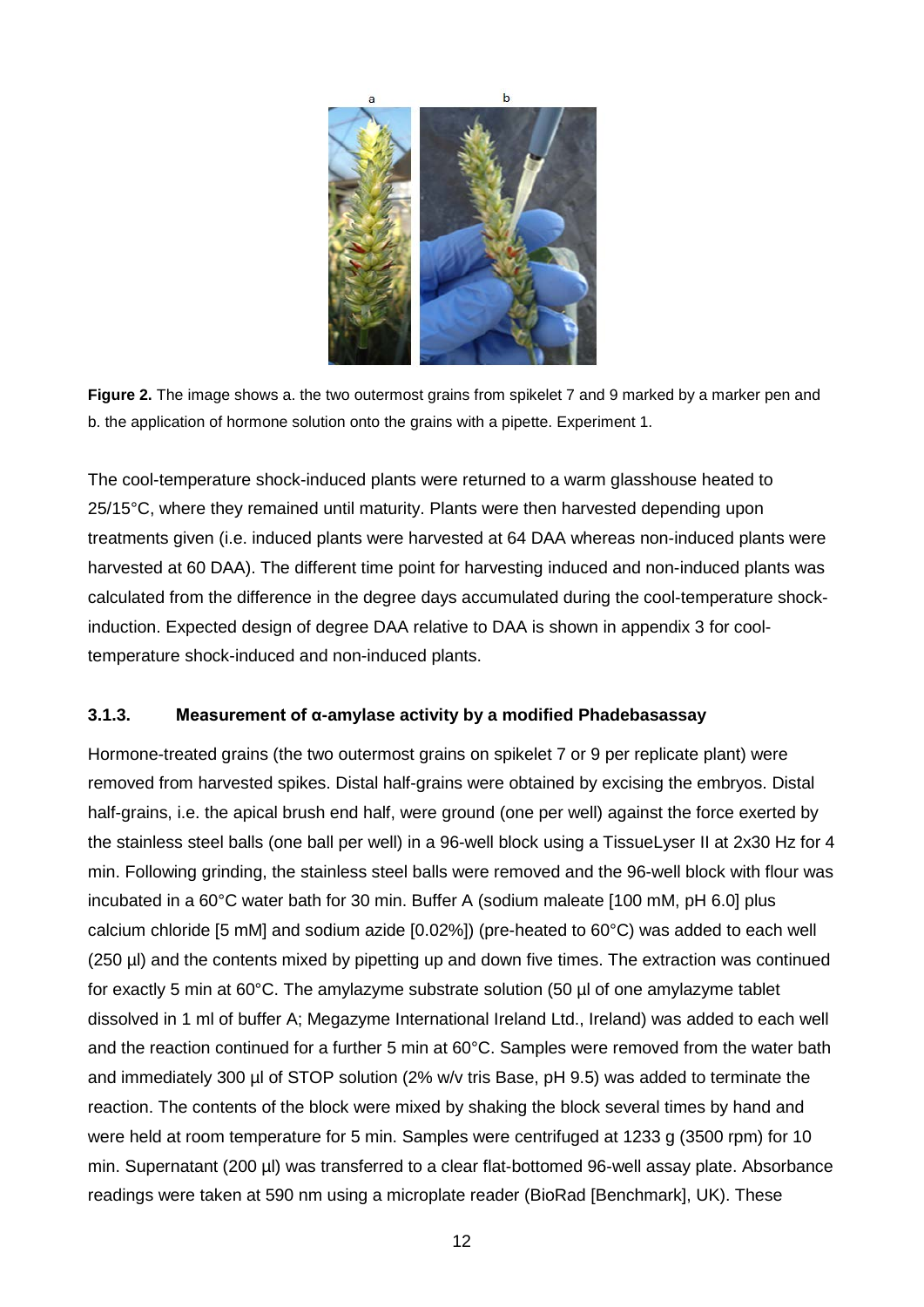**Figure 2.** The image shows a. the two outermost grains from spikelet 7 and 9 marked by a marker pen and b. the application of hormone solution onto the grains with a pipette. Experiment 1.

The cool-temperature shock-induced plants were returned to a warm glasshouse heated to 25/15°C, where they remained until maturity. Plants were then harvested depending upon treatments given (i.e. induced plants were harvested at 64 DAA whereas non-induced plants were harvested at 60 DAA). The different time point for harvesting induced and non-induced plants was calculated from the difference in the degree days accumulated during the cool-temperature shock-induction. Expected design of degree DAA relative to DAA is shown in appendix 3 for cool-temperature shock-induced and non-induced plants.

### 3.1.3. Measurement of α-amylase activity by a modified Phadebasassay

Hormone-treated grains (the two outermost grains on spikelet 7 or 9 per replicate plant) were removed from harvested spikes. Distal half-grains were obtained by excising the embryos. Distal half-grains, i.e. the apical brush end half, were ground (one per well) against the force exerted by the stainless steel balls (one ball per well) in a 96-well block using a TissueLyser II at 2x30 Hz for 4 min. Following grinding, the stainless steel balls were removed and the 96-well block with flour was incubated in a 60°C water bath for 30 min. Buffer A (sodium maleate [100 mM, pH 6.0] plus calcium chloride [5 mM] and sodium azide [0.02%]) (pre-heated to 60°C) was added to each well (250 µl) and the contents mixed by pipetting up and down five times. The extraction was continued for exactly 5 min at 60°C. The amylazyme substrate solution (50 µl of one amylazyme tablet dissolved in 1 ml of buffer A; Megazyme International Ireland Ltd., Ireland) was added to each well and the reaction continued for a further 5 min at 60°C. Samples were removed from the water bath and immediately 300 µl of STOP solution (2% w/v tris Base, pH 9.5) was added to terminate the reaction. The contents of the block were mixed by shaking the block several times by hand and were held at room temperature for 5 min. Samples were centrifuged at 1233 g (3500 rpm) for 10 min. Supernatant (200 µl) was transferred to a clear flat-bottomed 96-well assay plate. Absorbance readings were taken at 590 nm using a microplate reader (BioRad [Benchmark], UK). These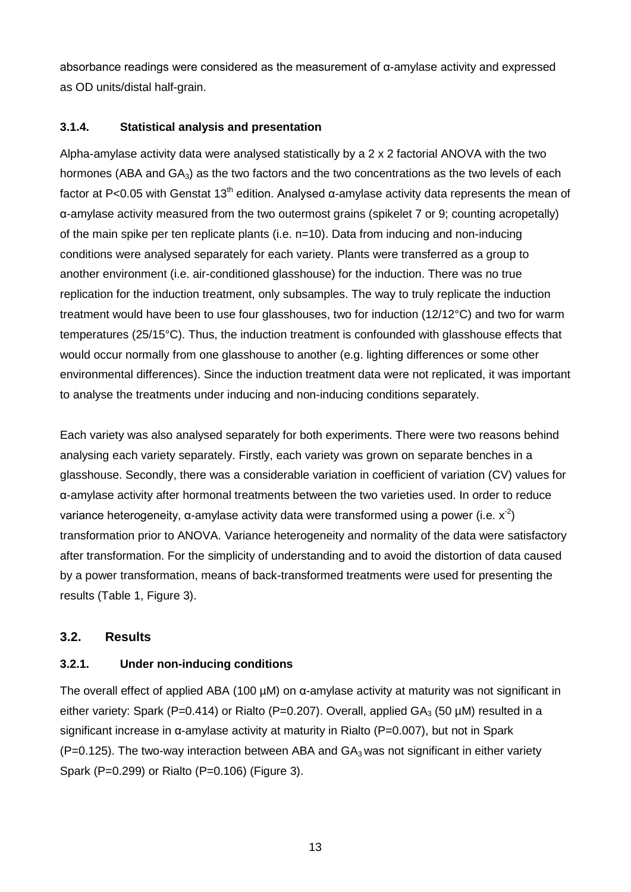absorbance readings were considered as the measurement of α-amylase activity and expressed as OD units/distal half-grain.

### 3.1.4. Statistical analysis and presentation

Alpha-amylase activity data were analysed statistically by a 2 x 2 factorial ANOVA with the two hormones (ABA and $GA_3$) as the two factors and the two concentrations as the two levels of each factor at $P<0.05$ with Genstat 13th edition. Analysed α-amylase activity data represents the mean of α-amylase activity measured from the two outermost grains (spikelet 7 or 9; counting acropetally) of the main spike per ten replicate plants (i.e. n=10). Data from inducing and non-inducing conditions were analysed separately for each variety. Plants were transferred as a group to another environment (i.e. air-conditioned glasshouse) for the induction. There was no true replication for the induction treatment, only subsamples. The way to truly replicate the induction treatment would have been to use four glasshouses, two for induction (12/12°C) and two for warm temperatures (25/15°C). Thus, the induction treatment is confounded with glasshouse effects that would occur normally from one glasshouse to another (e.g. lighting differences or some other environmental differences). Since the induction treatment data were not replicated, it was important to analyse the treatments under inducing and non-inducing conditions separately.

Each variety was also analysed separately for both experiments. There were two reasons behind analysing each variety separately. Firstly, each variety was grown on separate benches in a glasshouse. Secondly, there was a considerable variation in coefficient of variation (CV) values for α-amylase activity after hormonal treatments between the two varieties used. In order to reduce variance heterogeneity, α-amylase activity data were transformed using a power (i.e. $x^{-2}$) transformation prior to ANOVA. Variance heterogeneity and normality of the data were satisfactory after transformation. For the simplicity of understanding and to avoid the distortion of data caused by a power transformation, means of back-transformed treatments were used for presenting the results (Table 1, Figure 3).

## 3.2. Results

### 3.2.1. Under non-inducing conditions

The overall effect of applied ABA (100 µM) on α-amylase activity at maturity was not significant in either variety: Spark ($P=0.414$) or Rialto ($P=0.207$). Overall, applied $GA_3$ (50 µM) resulted in a significant increase in α-amylase activity at maturity in Rialto ($P=0.007$), but not in Spark ($P=0.125$). The two-way interaction between ABA and $GA_3$ was not significant in either variety Spark ($P=0.299$) or Rialto ($P=0.106$) (Figure 3).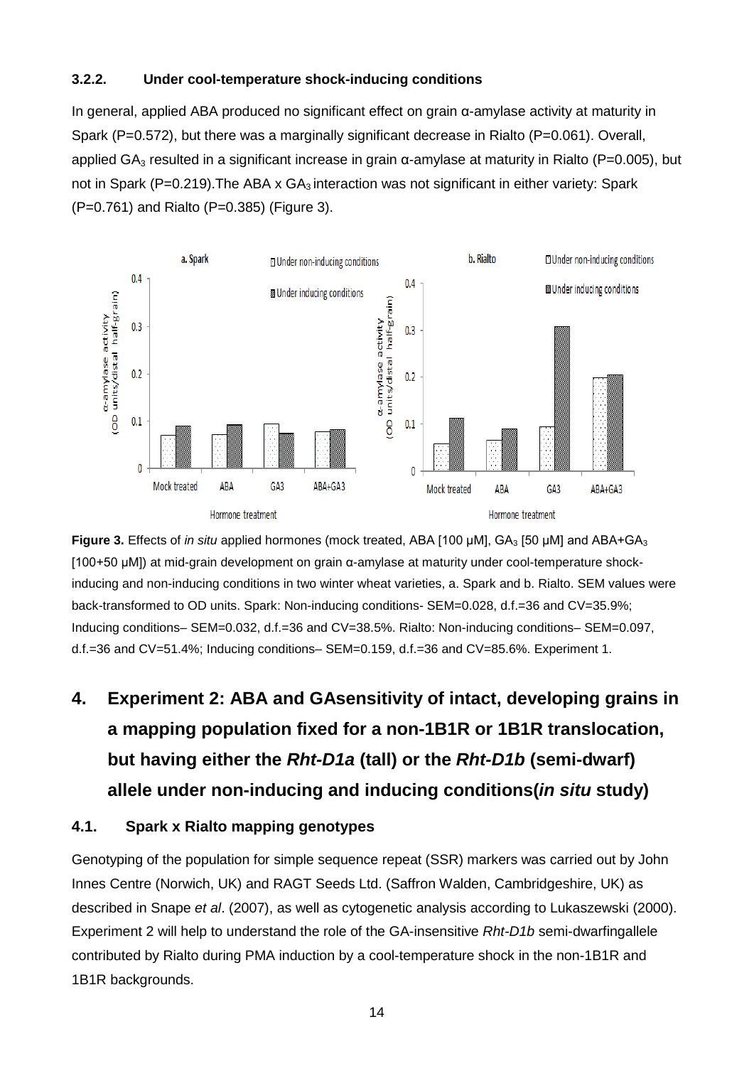### 3.2.2. Under cool-temperature shock-inducing conditions

In general, applied ABA produced no significant effect on grain α-amylase activity at maturity in Spark (P=0.572), but there was a marginally significant decrease in Rialto (P=0.061). Overall, applied $GA_3$ resulted in a significant increase in grain α-amylase at maturity in Rialto (P=0.005), but not in Spark (P=0.219).The ABA x $GA_3$ interaction was not significant in either variety: Spark (P=0.761) and Rialto (P=0.385) (Figure 3).

**Figure 3.** Effects of *in situ* applied hormones (mock treated, ABA [100 μM], $GA_3$ [50 μM] and ABA+$GA_3$ [100+50 μM]) at mid-grain development on grain α-amylase at maturity under cool-temperature shock-inducing and non-inducing conditions in two winter wheat varieties, a. Spark and b. Rialto. SEM values were back-transformed to OD units. Spark: Non-inducing conditions- SEM=0.028, d.f.=36 and CV=35.9%; Inducing conditions– SEM=0.032, d.f.=36 and CV=38.5%. Rialto: Non-inducing conditions– SEM=0.097, d.f.=36 and CV=51.4%; Inducing conditions– SEM=0.159, d.f.=36 and CV=85.6%. Experiment 1.

# 4. Experiment 2: ABA and GAsensitivity of intact, developing grains in a mapping population fixed for a non-1B1R or 1B1R translocation, but having either the *Rht-D1a* (tall) or the *Rht-D1b* (semi-dwarf) allele under non-inducing and inducing conditions(*in situ* study)

## 4.1. Spark x Rialto mapping genotypes

Genotyping of the population for simple sequence repeat (SSR) markers was carried out by John Innes Centre (Norwich, UK) and RAGT Seeds Ltd. (Saffron Walden, Cambridgeshire, UK) as described in Snape *et al*. (2007), as well as cytogenetic analysis according to Lukaszewski (2000). Experiment 2 will help to understand the role of the GA-insensitive *Rht-D1b* semi-dwarfingallele contributed by Rialto during PMA induction by a cool-temperature shock in the non-1B1R and 1B1R backgrounds.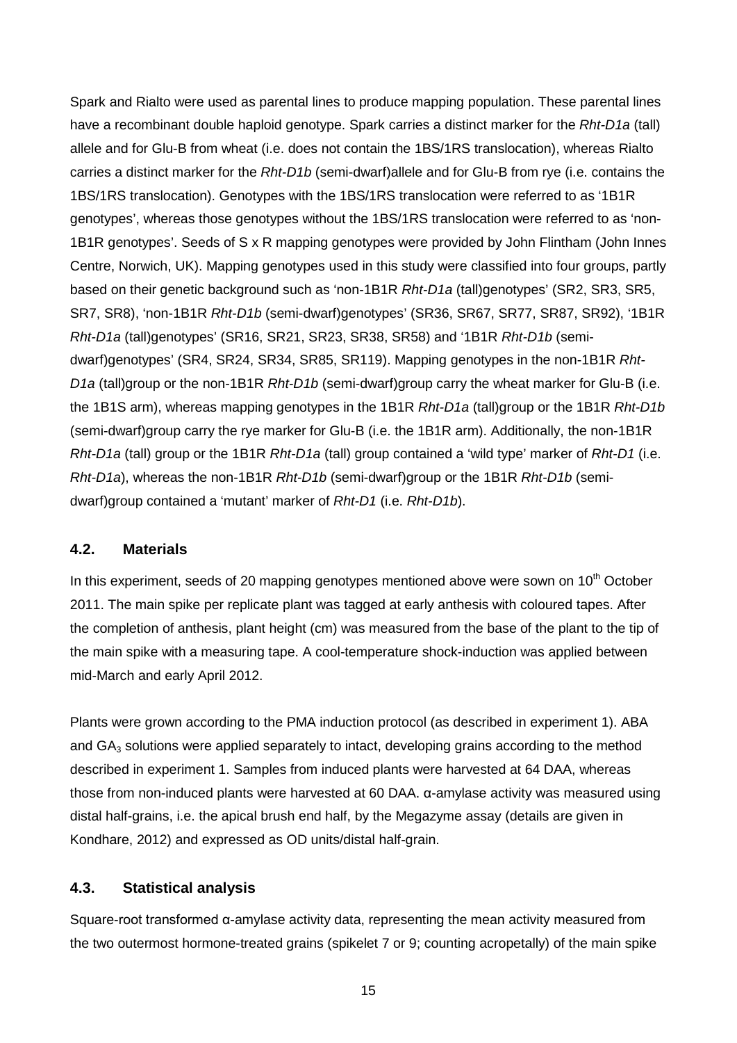Spark and Rialto were used as parental lines to produce mapping population. These parental lines have a recombinant double haploid genotype. Spark carries a distinct marker for the *Rht-D1a* (tall) allele and for Glu-B from wheat (i.e. does not contain the 1BS/1RS translocation), whereas Rialto carries a distinct marker for the *Rht-D1b* (semi-dwarf)allele and for Glu-B from rye (i.e. contains the 1BS/1RS translocation). Genotypes with the 1BS/1RS translocation were referred to as '1B1R genotypes', whereas those genotypes without the 1BS/1RS translocation were referred to as 'non-1B1R genotypes'. Seeds of S x R mapping genotypes were provided by John Flintham (John Innes Centre, Norwich, UK). Mapping genotypes used in this study were classified into four groups, partly based on their genetic background such as 'non-1B1R *Rht-D1a* (tall)genotypes' (SR2, SR3, SR5, SR7, SR8), 'non-1B1R *Rht-D1b* (semi-dwarf)genotypes' (SR36, SR67, SR77, SR87, SR92), '1B1R *Rht-D1a* (tall)genotypes' (SR16, SR21, SR23, SR38, SR58) and '1B1R *Rht-D1b* (semi-dwarf)genotypes' (SR4, SR24, SR34, SR85, SR119). Mapping genotypes in the non-1B1R *Rht-D1a* (tall)group or the non-1B1R *Rht-D1b* (semi-dwarf)group carry the wheat marker for Glu-B (i.e. the 1B1S arm), whereas mapping genotypes in the 1B1R *Rht-D1a* (tall)group or the 1B1R *Rht-D1b* (semi-dwarf)group carry the rye marker for Glu-B (i.e. the 1B1R arm). Additionally, the non-1B1R *Rht-D1a* (tall) group or the 1B1R *Rht-D1a* (tall) group contained a 'wild type' marker of *Rht-D1* (i.e. *Rht-D1a*), whereas the non-1B1R *Rht-D1b* (semi-dwarf)group or the 1B1R *Rht-D1b* (semi-dwarf)group contained a 'mutant' marker of *Rht-D1* (i.e. *Rht-D1b*).

### 4.2. Materials

In this experiment, seeds of 20 mapping genotypes mentioned above were sown on 10th October 2011. The main spike per replicate plant was tagged at early anthesis with coloured tapes. After the completion of anthesis, plant height (cm) was measured from the base of the plant to the tip of the main spike with a measuring tape. A cool-temperature shock-induction was applied between mid-March and early April 2012.

Plants were grown according to the PMA induction protocol (as described in experiment 1). ABA and $GA_3$ solutions were applied separately to intact, developing grains according to the method described in experiment 1. Samples from induced plants were harvested at 64 DAA, whereas those from non-induced plants were harvested at 60 DAA. α-amylase activity was measured using distal half-grains, i.e. the apical brush end half, by the Megazyme assay (details are given in Kondhare, 2012) and expressed as OD units/distal half-grain.

### 4.3. Statistical analysis

Square-root transformed α-amylase activity data, representing the mean activity measured from the two outermost hormone-treated grains (spikelet 7 or 9; counting acropetally) of the main spike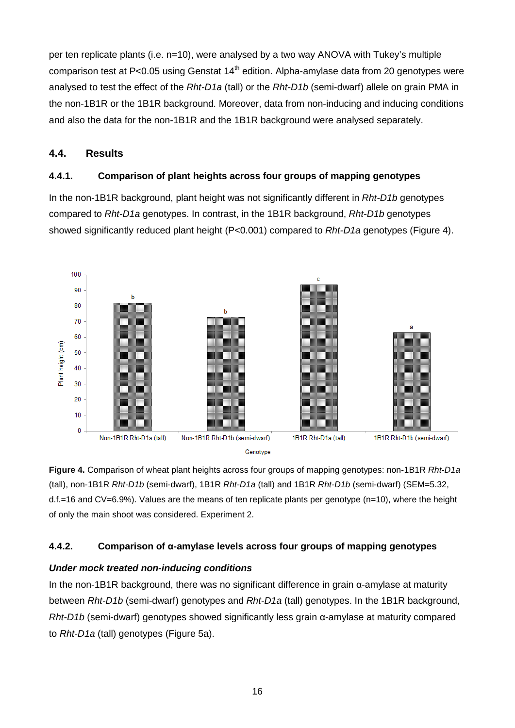per ten replicate plants (i.e. n=10), were analysed by a two way ANOVA with Tukey's multiple comparison test at P<0.05 using Genstat 14th edition. Alpha-amylase data from 20 genotypes were analysed to test the effect of the *Rht-D1a* (tall) or the *Rht-D1b* (semi-dwarf) allele on grain PMA in the non-1B1R or the 1B1R background. Moreover, data from non-inducing and inducing conditions and also the data for the non-1B1R and the 1B1R background were analysed separately.

## 4.4. Results

### 4.4.1. Comparison of plant heights across four groups of mapping genotypes

In the non-1B1R background, plant height was not significantly different in *Rht-D1b* genotypes compared to *Rht-D1a* genotypes. In contrast, in the 1B1R background, *Rht-D1b* genotypes showed significantly reduced plant height (P<0.001) compared to *Rht-D1a* genotypes (Figure 4).

**Figure 4.** Comparison of wheat plant heights across four groups of mapping genotypes: non-1B1R *Rht-D1a* (tall), non-1B1R *Rht-D1b* (semi-dwarf), 1B1R *Rht-D1a* (tall) and 1B1R *Rht-D1b* (semi-dwarf) (SEM=5.32, d.f.=16 and CV=6.9%). Values are the means of ten replicate plants per genotype (n=10), where the height of only the main shoot was considered. Experiment 2.

### 4.4.2. Comparison of α-amylase levels across four groups of mapping genotypes

***Under mock treated non-inducing conditions***

In the non-1B1R background, there was no significant difference in grain α-amylase at maturity between *Rht-D1b* (semi-dwarf) genotypes and *Rht-D1a* (tall) genotypes. In the 1B1R background, *Rht-D1b* (semi-dwarf) genotypes showed significantly less grain α-amylase at maturity compared to *Rht-D1a* (tall) genotypes (Figure 5a).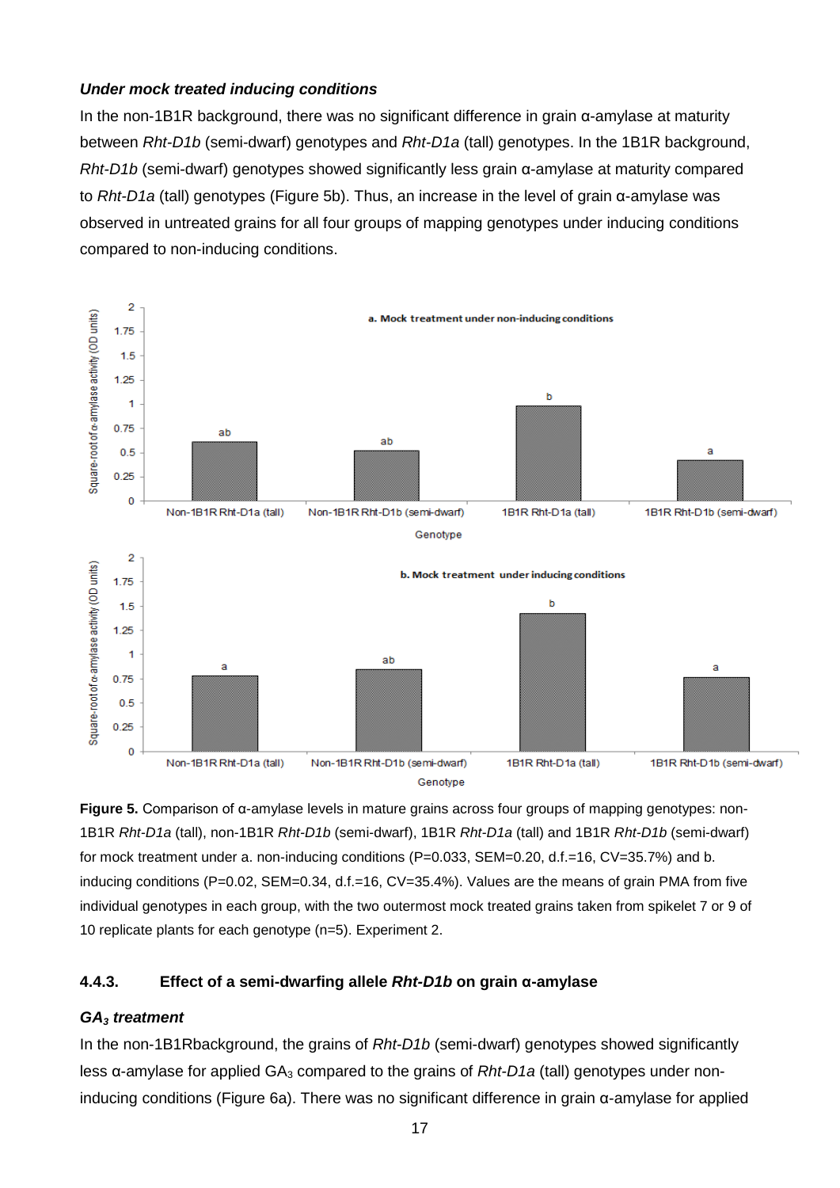***Under mock treated inducing conditions***

In the non-1B1R background, there was no significant difference in grain α-amylase at maturity between *Rht-D1b* (semi-dwarf) genotypes and *Rht-D1a* (tall) genotypes. In the 1B1R background, *Rht-D1b* (semi-dwarf) genotypes showed significantly less grain α-amylase at maturity compared to *Rht-D1a* (tall) genotypes (Figure 5b). Thus, an increase in the level of grain α-amylase was observed in untreated grains for all four groups of mapping genotypes under inducing conditions compared to non-inducing conditions.

**Figure 5.** Comparison of α-amylase levels in mature grains across four groups of mapping genotypes: non-1B1R *Rht-D1a* (tall), non-1B1R *Rht-D1b* (semi-dwarf), 1B1R *Rht-D1a* (tall) and 1B1R *Rht-D1b* (semi-dwarf) for mock treatment under a. non-inducing conditions (P=0.033, SEM=0.20, d.f.=16, CV=35.7%) and b. inducing conditions (P=0.02, SEM=0.34, d.f.=16, CV=35.4%). Values are the means of grain PMA from five individual genotypes in each group, with the two outermost mock treated grains taken from spikelet 7 or 9 of 10 replicate plants for each genotype (n=5). Experiment 2.

### 4.4.3. Effect of a semi-dwarfing allele *Rht-D1b* on grain α-amylase

***$GA_3$ treatment***

In the non-1B1Rbackground, the grains of *Rht-D1b* (semi-dwarf) genotypes showed significantly less α-amylase for applied $GA_3$ compared to the grains of *Rht-D1a* (tall) genotypes under non-inducing conditions (Figure 6a). There was no significant difference in grain α-amylase for applied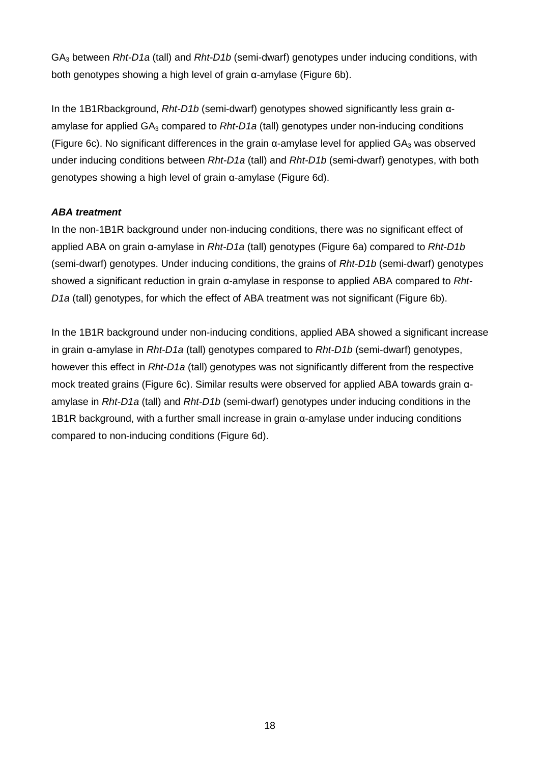$GA_3$ between *Rht-D1a* (tall) and *Rht-D1b* (semi-dwarf) genotypes under inducing conditions, with both genotypes showing a high level of grain α-amylase (Figure 6b).

In the 1B1Rbackground, *Rht-D1b* (semi-dwarf) genotypes showed significantly less grain α-amylase for applied $GA_3$ compared to *Rht-D1a* (tall) genotypes under non-inducing conditions (Figure 6c). No significant differences in the grain α-amylase level for applied $GA_3$ was observed under inducing conditions between *Rht-D1a* (tall) and *Rht-D1b* (semi-dwarf) genotypes, with both genotypes showing a high level of grain α-amylase (Figure 6d).

***ABA treatment***

In the non-1B1R background under non-inducing conditions, there was no significant effect of applied ABA on grain α-amylase in *Rht-D1a* (tall) genotypes (Figure 6a) compared to *Rht-D1b* (semi-dwarf) genotypes. Under inducing conditions, the grains of *Rht-D1b* (semi-dwarf) genotypes showed a significant reduction in grain α-amylase in response to applied ABA compared to *Rht-D1a* (tall) genotypes, for which the effect of ABA treatment was not significant (Figure 6b).

In the 1B1R background under non-inducing conditions, applied ABA showed a significant increase in grain α-amylase in *Rht-D1a* (tall) genotypes compared to *Rht-D1b* (semi-dwarf) genotypes, however this effect in *Rht-D1a* (tall) genotypes was not significantly different from the respective mock treated grains (Figure 6c). Similar results were observed for applied ABA towards grain α-amylase in *Rht-D1a* (tall) and *Rht-D1b* (semi-dwarf) genotypes under inducing conditions in the 1B1R background, with a further small increase in grain α-amylase under inducing conditions compared to non-inducing conditions (Figure 6d).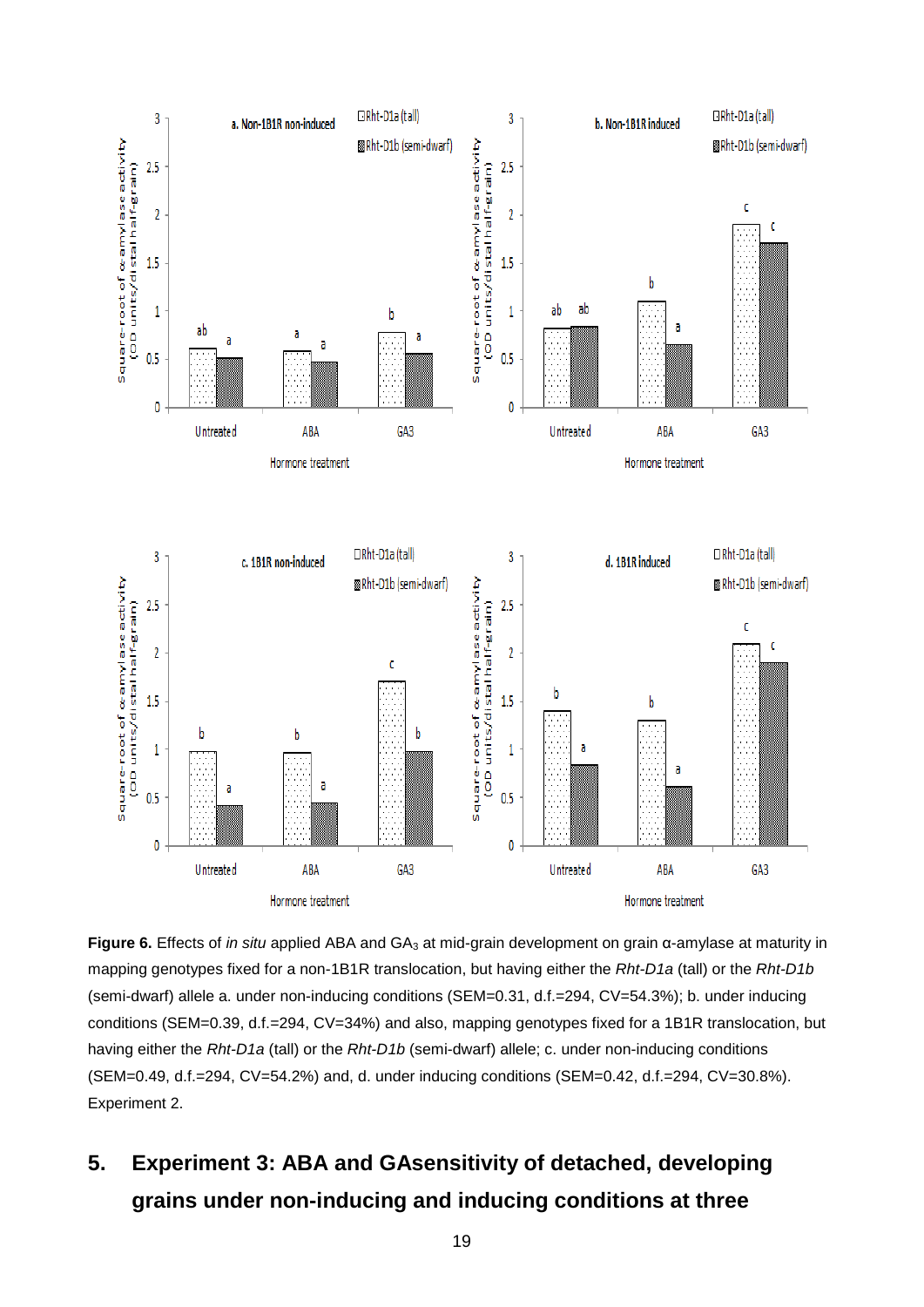**Figure 6.** Effects of *in situ* applied ABA and $GA_3$ at mid-grain development on grain α-amylase at maturity in mapping genotypes fixed for a non-1B1R translocation, but having either the *Rht-D1a* (tall) or the *Rht-D1b* (semi-dwarf) allele a. under non-inducing conditions (SEM=0.31, d.f.=294, CV=54.3%); b. under inducing conditions (SEM=0.39, d.f.=294, CV=34%) and also, mapping genotypes fixed for a 1B1R translocation, but having either the *Rht-D1a* (tall) or the *Rht-D1b* (semi-dwarf) allele; c. under non-inducing conditions (SEM=0.49, d.f.=294, CV=54.2%) and, d. under inducing conditions (SEM=0.42, d.f.=294, CV=30.8%). Experiment 2.

## 5. Experiment 3: ABA and GAsensitivity of detached, developing grains under non-inducing and inducing conditions at three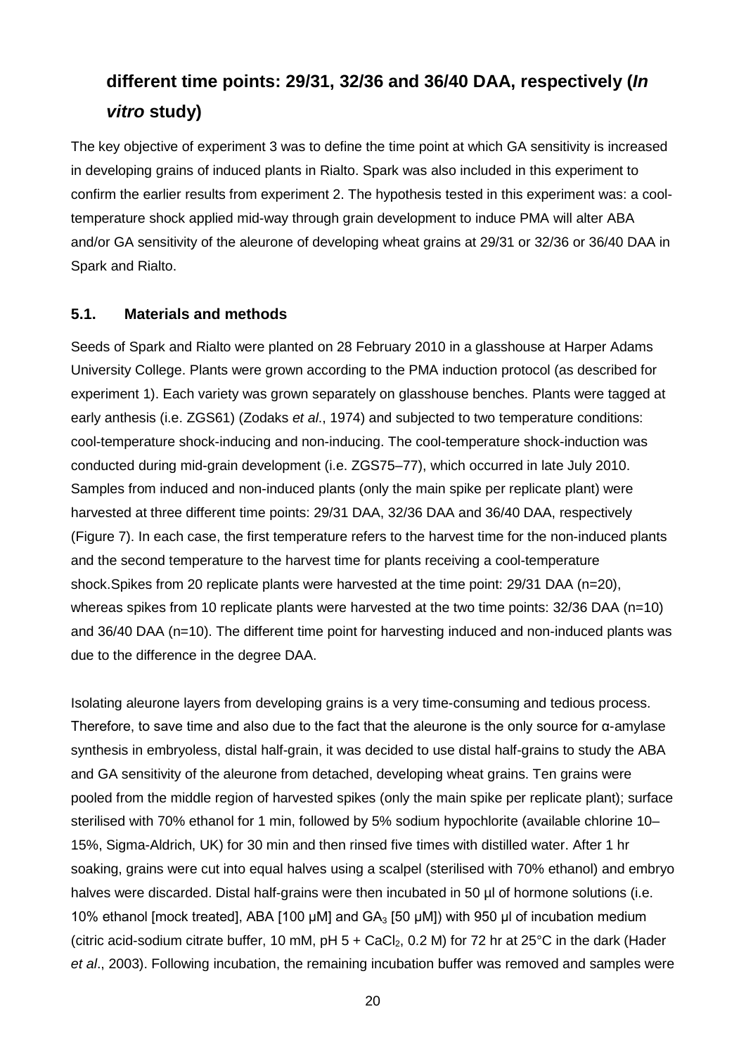**different time points: 29/31, 32/36 and 36/40 DAA, respectively (*In vitro* study)**

The key objective of experiment 3 was to define the time point at which GA sensitivity is increased in developing grains of induced plants in Rialto. Spark was also included in this experiment to confirm the earlier results from experiment 2. The hypothesis tested in this experiment was: a cool-temperature shock applied mid-way through grain development to induce PMA will alter ABA and/or GA sensitivity of the aleurone of developing wheat grains at 29/31 or 32/36 or 36/40 DAA in Spark and Rialto.

### 5.1. Materials and methods

Seeds of Spark and Rialto were planted on 28 February 2010 in a glasshouse at Harper Adams University College. Plants were grown according to the PMA induction protocol (as described for experiment 1). Each variety was grown separately on glasshouse benches. Plants were tagged at early anthesis (i.e. ZGS61) (Zodaks *et al*., 1974) and subjected to two temperature conditions: cool-temperature shock-inducing and non-inducing. The cool-temperature shock-induction was conducted during mid-grain development (i.e. ZGS75–77), which occurred in late July 2010. Samples from induced and non-induced plants (only the main spike per replicate plant) were harvested at three different time points: 29/31 DAA, 32/36 DAA and 36/40 DAA, respectively (Figure 7). In each case, the first temperature refers to the harvest time for the non-induced plants and the second temperature to the harvest time for plants receiving a cool-temperature shock.Spikes from 20 replicate plants were harvested at the time point: 29/31 DAA (n=20), whereas spikes from 10 replicate plants were harvested at the two time points: 32/36 DAA (n=10) and 36/40 DAA (n=10). The different time point for harvesting induced and non-induced plants was due to the difference in the degree DAA.

Isolating aleurone layers from developing grains is a very time-consuming and tedious process. Therefore, to save time and also due to the fact that the aleurone is the only source for α-amylase synthesis in embryoless, distal half-grain, it was decided to use distal half-grains to study the ABA and GA sensitivity of the aleurone from detached, developing wheat grains. Ten grains were pooled from the middle region of harvested spikes (only the main spike per replicate plant); surface sterilised with 70% ethanol for 1 min, followed by 5% sodium hypochlorite (available chlorine 10–15%, Sigma-Aldrich, UK) for 30 min and then rinsed five times with distilled water. After 1 hr soaking, grains were cut into equal halves using a scalpel (sterilised with 70% ethanol) and embryo halves were discarded. Distal half-grains were then incubated in 50 µl of hormone solutions (i.e. 10% ethanol [mock treated], ABA [100 µM] and $GA_3$ [50 µM]) with 950 µl of incubation medium (citric acid-sodium citrate buffer, 10 mM, pH 5 + $CaCl_2$, 0.2 M) for 72 hr at 25°C in the dark (Hader *et al*., 2003). Following incubation, the remaining incubation buffer was removed and samples were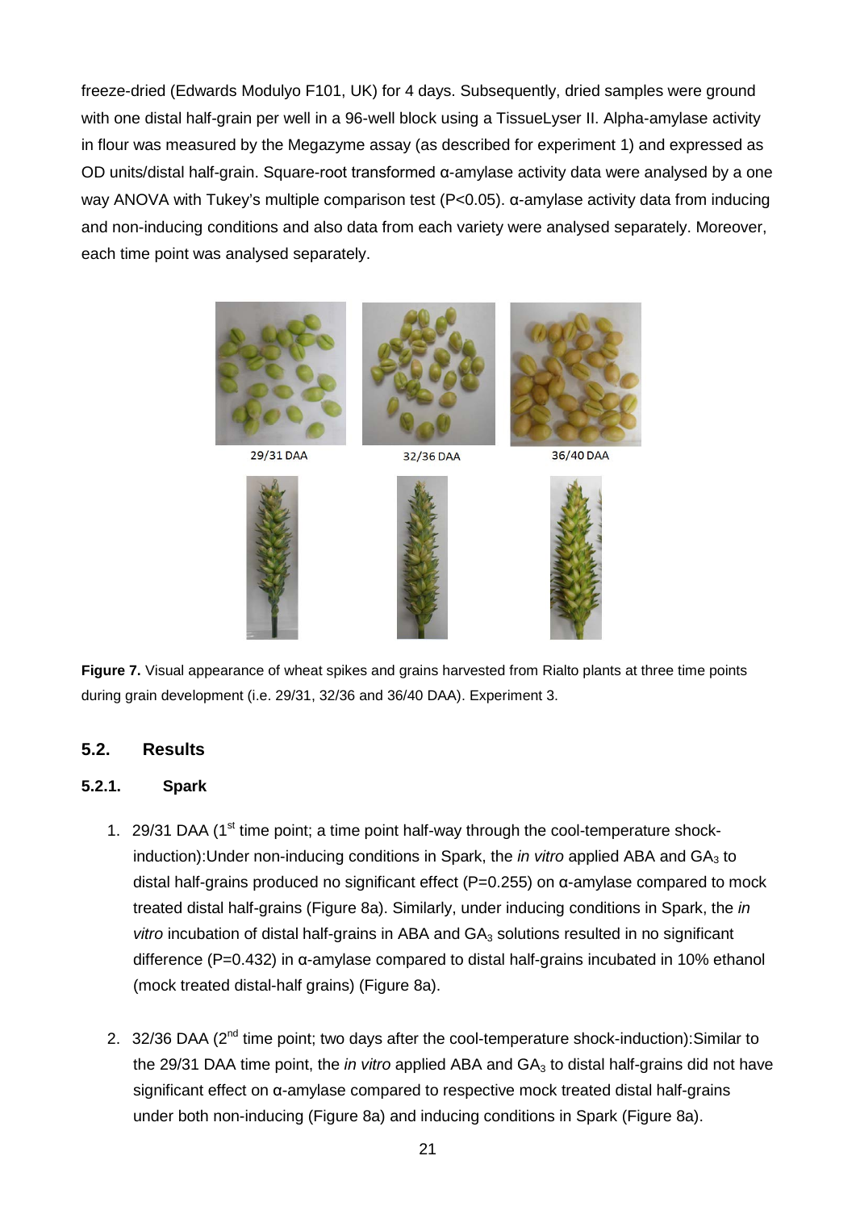freeze-dried (Edwards Modulyo F101, UK) for 4 days. Subsequently, dried samples were ground with one distal half-grain per well in a 96-well block using a TissueLyser II. Alpha-amylase activity in flour was measured by the Megazyme assay (as described for experiment 1) and expressed as OD units/distal half-grain. Square-root transformed α-amylase activity data were analysed by a one way ANOVA with Tukey's multiple comparison test ($P<0.05$). α-amylase activity data from inducing and non-inducing conditions and also data from each variety were analysed separately. Moreover, each time point was analysed separately.

29/31 DAA 32/36 DAA 36/40 DAA

**Figure 7.** Visual appearance of wheat spikes and grains harvested from Rialto plants at three time points during grain development (i.e. 29/31, 32/36 and 36/40 DAA). Experiment 3.

## 5.2. Results

### 5.2.1. Spark

1. 29/31 DAA (1st time point; a time point half-way through the cool-temperature shock-induction):Under non-inducing conditions in Spark, the *in vitro* applied ABA and $GA_3$ to distal half-grains produced no significant effect ($P=0.255$) on α-amylase compared to mock treated distal half-grains (Figure 8a). Similarly, under inducing conditions in Spark, the *in vitro* incubation of distal half-grains in ABA and $GA_3$ solutions resulted in no significant difference ($P=0.432$) in α-amylase compared to distal half-grains incubated in 10% ethanol (mock treated distal-half grains) (Figure 8a).

2. 32/36 DAA (2nd time point; two days after the cool-temperature shock-induction):Similar to the 29/31 DAA time point, the *in vitro* applied ABA and $GA_3$ to distal half-grains did not have significant effect on α-amylase compared to respective mock treated distal half-grains under both non-inducing (Figure 8a) and inducing conditions in Spark (Figure 8a).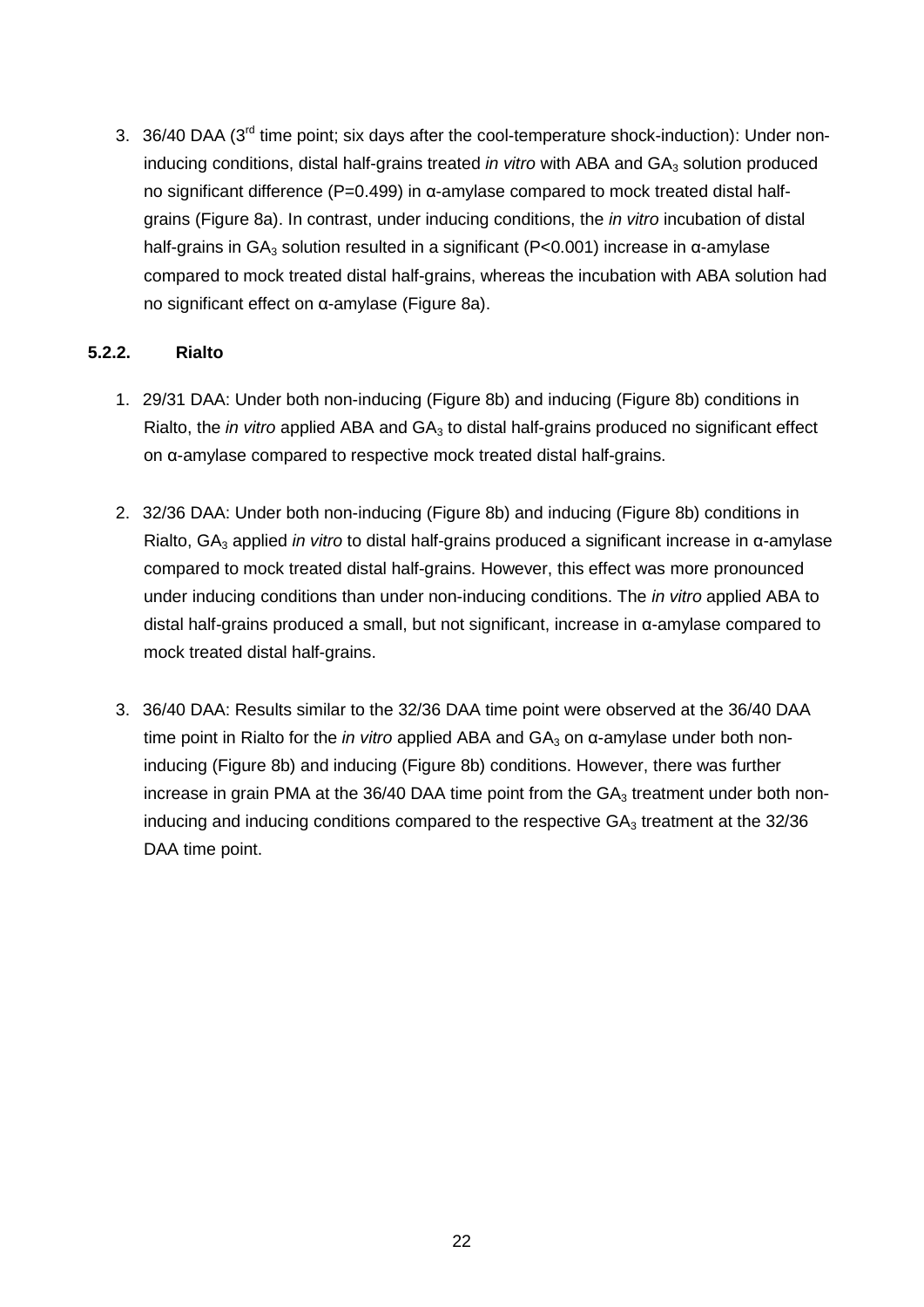3. 36/40 DAA (3rd time point; six days after the cool-temperature shock-induction): Under non-inducing conditions, distal half-grains treated *in vitro* with ABA and $GA_3$ solution produced no significant difference ($P=0.499$) in α-amylase compared to mock treated distal half-grains (Figure 8a). In contrast, under inducing conditions, the *in vitro* incubation of distal half-grains in $GA_3$ solution resulted in a significant ($P<0.001$) increase in α-amylase compared to mock treated distal half-grains, whereas the incubation with ABA solution had no significant effect on α-amylase (Figure 8a).

### 5.2.2. Rialto

1. 29/31 DAA: Under both non-inducing (Figure 8b) and inducing (Figure 8b) conditions in Rialto, the *in vitro* applied ABA and $GA_3$ to distal half-grains produced no significant effect on α-amylase compared to respective mock treated distal half-grains.

2. 32/36 DAA: Under both non-inducing (Figure 8b) and inducing (Figure 8b) conditions in Rialto, $GA_3$ applied *in vitro* to distal half-grains produced a significant increase in α-amylase compared to mock treated distal half-grains. However, this effect was more pronounced under inducing conditions than under non-inducing conditions. The *in vitro* applied ABA to distal half-grains produced a small, but not significant, increase in α-amylase compared to mock treated distal half-grains.

3. 36/40 DAA: Results similar to the 32/36 DAA time point were observed at the 36/40 DAA time point in Rialto for the *in vitro* applied ABA and $GA_3$ on α-amylase under both non-inducing (Figure 8b) and inducing (Figure 8b) conditions. However, there was further increase in grain PMA at the 36/40 DAA time point from the $GA_3$ treatment under both non-inducing and inducing conditions compared to the respective $GA_3$ treatment at the 32/36 DAA time point.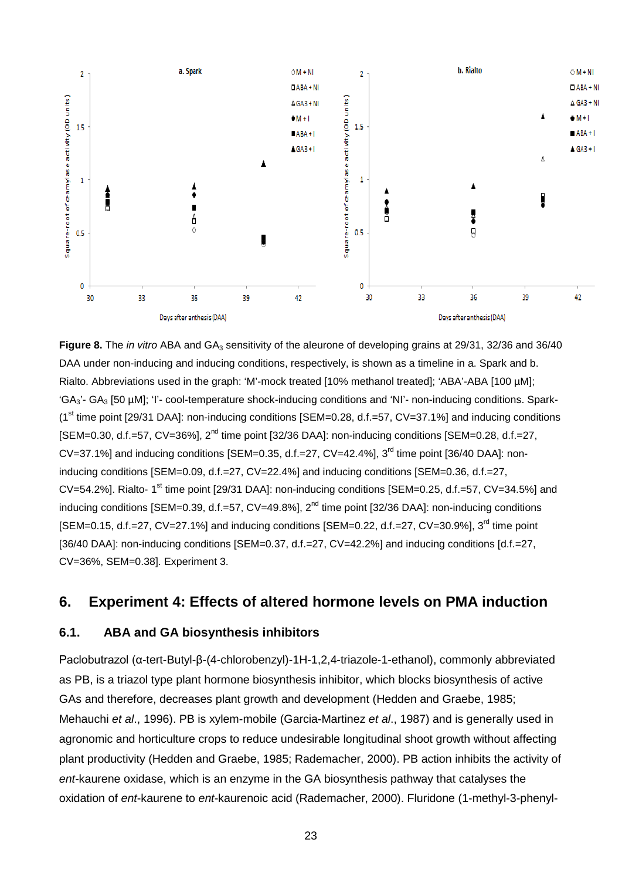**Figure 8.** The *in vitro* ABA and $GA_3$ sensitivity of the aleurone of developing grains at 29/31, 32/36 and 36/40 DAA under non-inducing and inducing conditions, respectively, is shown as a timeline in a. Spark and b. Rialto. Abbreviations used in the graph: 'M'-mock treated [10% methanol treated]; 'ABA'-ABA [100 µM]; '$GA_3$'- $GA_3$ [50 µM]; 'I'- cool-temperature shock-inducing conditions and 'NI'- non-inducing conditions. Spark- (1st time point [29/31 DAA]: non-inducing conditions [SEM=0.28, d.f.=57, CV=37.1%] and inducing conditions [SEM=0.30, d.f.=57, CV=36%], 2nd time point [32/36 DAA]: non-inducing conditions [SEM=0.28, d.f.=27, CV=37.1%] and inducing conditions [SEM=0.35, d.f.=27, CV=42.4%], 3rd time point [36/40 DAA]: non-inducing conditions [SEM=0.09, d.f.=27, CV=22.4%] and inducing conditions [SEM=0.36, d.f.=27, CV=54.2%]. Rialto- 1st time point [29/31 DAA]: non-inducing conditions [SEM=0.25, d.f.=57, CV=34.5%] and inducing conditions [SEM=0.39, d.f.=57, CV=49.8%], 2nd time point [32/36 DAA]: non-inducing conditions [SEM=0.15, d.f.=27, CV=27.1%] and inducing conditions [SEM=0.22, d.f.=27, CV=30.9%], 3rd time point [36/40 DAA]: non-inducing conditions [SEM=0.37, d.f.=27, CV=42.2%] and inducing conditions [d.f.=27, CV=36%, SEM=0.38]. Experiment 3.

## 6. Experiment 4: Effects of altered hormone levels on PMA induction

### 6.1. ABA and GA biosynthesis inhibitors

Paclobutrazol (α-tert-Butyl-β-(4-chlorobenzyl)-1H-1,2,4-triazole-1-ethanol), commonly abbreviated as PB, is a triazol type plant hormone biosynthesis inhibitor, which blocks biosynthesis of active GAs and therefore, decreases plant growth and development (Hedden and Graebe, 1985; Mehauchi *et al*., 1996). PB is xylem-mobile (Garcia-Martinez *et al*., 1987) and is generally used in agronomic and horticulture crops to reduce undesirable longitudinal shoot growth without affecting plant productivity (Hedden and Graebe, 1985; Rademacher, 2000). PB action inhibits the activity of *ent*-kaurene oxidase, which is an enzyme in the GA biosynthesis pathway that catalyses the oxidation of *ent*-kaurene to *ent*-kaurenoic acid (Rademacher, 2000). Fluridone (1-methyl-3-phenyl-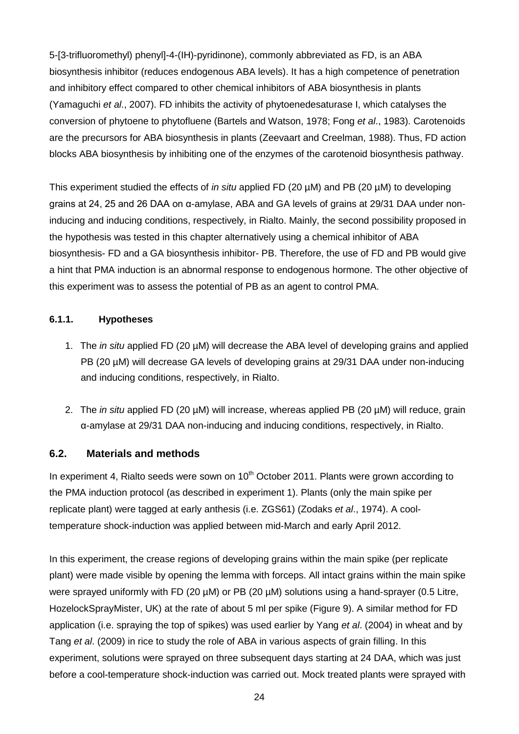5-[3-trifluoromethyl) phenyl]-4-(IH)-pyridinone), commonly abbreviated as FD, is an ABA biosynthesis inhibitor (reduces endogenous ABA levels). It has a high competence of penetration and inhibitory effect compared to other chemical inhibitors of ABA biosynthesis in plants (Yamaguchi *et al*., 2007). FD inhibits the activity of phytoenedesaturase I, which catalyses the conversion of phytoene to phytofluene (Bartels and Watson, 1978; Fong *et al*., 1983). Carotenoids are the precursors for ABA biosynthesis in plants (Zeevaart and Creelman, 1988). Thus, FD action blocks ABA biosynthesis by inhibiting one of the enzymes of the carotenoid biosynthesis pathway.

This experiment studied the effects of *in situ* applied FD (20 µM) and PB (20 µM) to developing grains at 24, 25 and 26 DAA on α-amylase, ABA and GA levels of grains at 29/31 DAA under non-inducing and inducing conditions, respectively, in Rialto. Mainly, the second possibility proposed in the hypothesis was tested in this chapter alternatively using a chemical inhibitor of ABA biosynthesis- FD and a GA biosynthesis inhibitor- PB. Therefore, the use of FD and PB would give a hint that PMA induction is an abnormal response to endogenous hormone. The other objective of this experiment was to assess the potential of PB as an agent to control PMA.

### 6.1.1. Hypotheses

1. The *in situ* applied FD (20 µM) will decrease the ABA level of developing grains and applied PB (20 µM) will decrease GA levels of developing grains at 29/31 DAA under non-inducing and inducing conditions, respectively, in Rialto.

2. The *in situ* applied FD (20 µM) will increase, whereas applied PB (20 µM) will reduce, grain α-amylase at 29/31 DAA non-inducing and inducing conditions, respectively, in Rialto.

## 6.2. Materials and methods

In experiment 4, Rialto seeds were sown on 10th October 2011. Plants were grown according to the PMA induction protocol (as described in experiment 1). Plants (only the main spike per replicate plant) were tagged at early anthesis (i.e. ZGS61) (Zodaks *et al*., 1974). A cool-temperature shock-induction was applied between mid-March and early April 2012.

In this experiment, the crease regions of developing grains within the main spike (per replicate plant) were made visible by opening the lemma with forceps. All intact grains within the main spike were sprayed uniformly with FD (20 µM) or PB (20 µM) solutions using a hand-sprayer (0.5 Litre, HozelockSprayMister, UK) at the rate of about 5 ml per spike (Figure 9). A similar method for FD application (i.e. spraying the top of spikes) was used earlier by Yang *et al*. (2004) in wheat and by Tang *et al*. (2009) in rice to study the role of ABA in various aspects of grain filling. In this experiment, solutions were sprayed on three subsequent days starting at 24 DAA, which was just before a cool-temperature shock-induction was carried out. Mock treated plants were sprayed with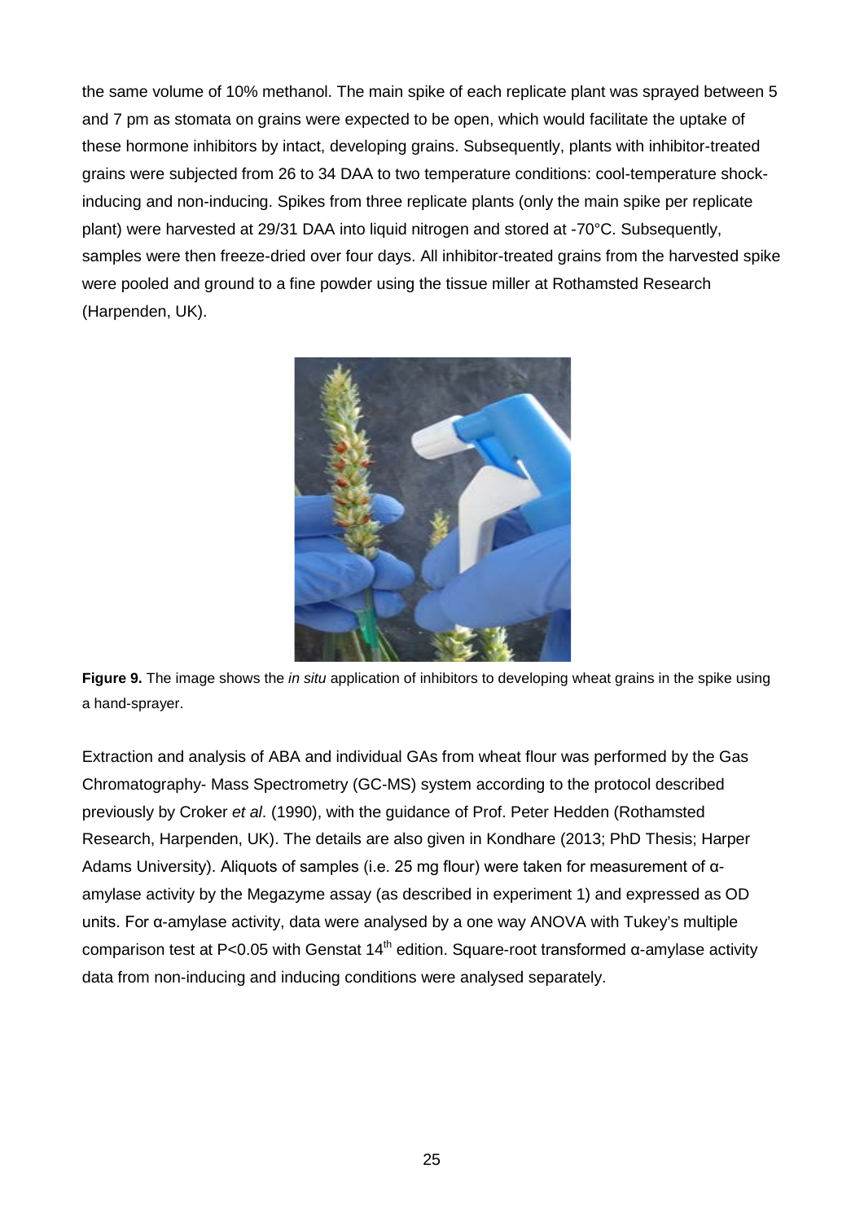the same volume of 10% methanol. The main spike of each replicate plant was sprayed between 5 and 7 pm as stomata on grains were expected to be open, which would facilitate the uptake of these hormone inhibitors by intact, developing grains. Subsequently, plants with inhibitor-treated grains were subjected from 26 to 34 DAA to two temperature conditions: cool-temperature shock-inducing and non-inducing. Spikes from three replicate plants (only the main spike per replicate plant) were harvested at 29/31 DAA into liquid nitrogen and stored at -70°C. Subsequently, samples were then freeze-dried over four days. All inhibitor-treated grains from the harvested spike were pooled and ground to a fine powder using the tissue miller at Rothamsted Research (Harpenden, UK).

**Figure 9.** The image shows the *in situ* application of inhibitors to developing wheat grains in the spike using a hand-sprayer.

Extraction and analysis of ABA and individual GAs from wheat flour was performed by the Gas Chromatography- Mass Spectrometry (GC-MS) system according to the protocol described previously by Croker *et al*. (1990), with the guidance of Prof. Peter Hedden (Rothamsted Research, Harpenden, UK). The details are also given in Kondhare (2013; PhD Thesis; Harper Adams University). Aliquots of samples (i.e. 25 mg flour) were taken for measurement of α-amylase activity by the Megazyme assay (as described in experiment 1) and expressed as OD units. For α-amylase activity, data were analysed by a one way ANOVA with Tukey's multiple comparison test at $P<0.05$ with Genstat 14th edition. Square-root transformed α-amylase activity data from non-inducing and inducing conditions were analysed separately.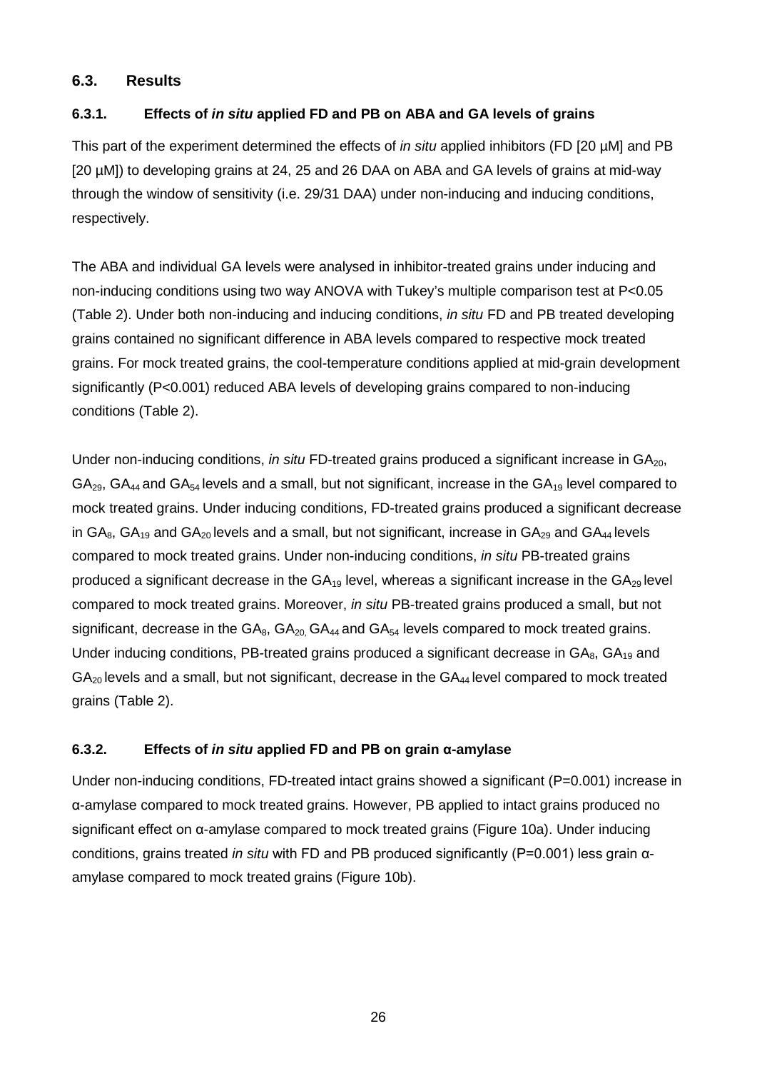## 6.3. Results

### 6.3.1. Effects of *in situ* applied FD and PB on ABA and GA levels of grains

This part of the experiment determined the effects of *in situ* applied inhibitors (FD [20 µM] and PB [20 µM]) to developing grains at 24, 25 and 26 DAA on ABA and GA levels of grains at mid-way through the window of sensitivity (i.e. 29/31 DAA) under non-inducing and inducing conditions, respectively.

The ABA and individual GA levels were analysed in inhibitor-treated grains under inducing and non-inducing conditions using two way ANOVA with Tukey's multiple comparison test at $P<0.05$ (Table 2). Under both non-inducing and inducing conditions, *in situ* FD and PB treated developing grains contained no significant difference in ABA levels compared to respective mock treated grains. For mock treated grains, the cool-temperature conditions applied at mid-grain development significantly ($P<0.001$) reduced ABA levels of developing grains compared to non-inducing conditions (Table 2).

Under non-inducing conditions, *in situ* FD-treated grains produced a significant increase in $GA_{20}$, $GA_{29}$, $GA_{44}$ and $GA_{54}$ levels and a small, but not significant, increase in the $GA_{19}$ level compared to mock treated grains. Under inducing conditions, FD-treated grains produced a significant decrease in $GA_{8}$, $GA_{19}$ and $GA_{20}$ levels and a small, but not significant, increase in $GA_{29}$ and $GA_{44}$ levels compared to mock treated grains. Under non-inducing conditions, *in situ* PB-treated grains produced a significant decrease in the $GA_{19}$ level, whereas a significant increase in the $GA_{29}$ level compared to mock treated grains. Moreover, *in situ* PB-treated grains produced a small, but not significant, decrease in the $GA_{8}$, $GA_{20}$, $GA_{44}$ and $GA_{54}$ levels compared to mock treated grains. Under inducing conditions, PB-treated grains produced a significant decrease in $GA_{8}$, $GA_{19}$ and $GA_{20}$ levels and a small, but not significant, decrease in the $GA_{44}$ level compared to mock treated grains (Table 2).

### 6.3.2. Effects of *in situ* applied FD and PB on grain α-amylase

Under non-inducing conditions, FD-treated intact grains showed a significant ($P=0.001$) increase in α-amylase compared to mock treated grains. However, PB applied to intact grains produced no significant effect on α-amylase compared to mock treated grains (Figure 10a). Under inducing conditions, grains treated *in situ* with FD and PB produced significantly ($P=0.001$) less grain α-amylase compared to mock treated grains (Figure 10b).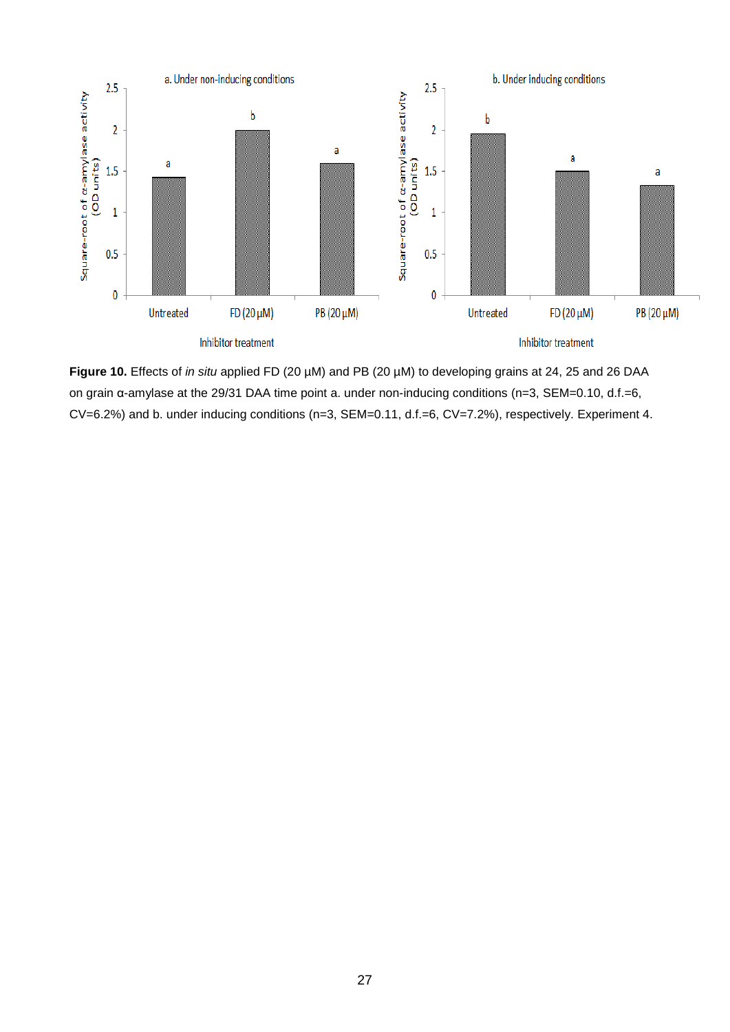**Figure 10.** Effects of *in situ* applied FD (20 µM) and PB (20 µM) to developing grains at 24, 25 and 26 DAA on grain α-amylase at the 29/31 DAA time point a. under non-inducing conditions (n=3, SEM=0.10, d.f.=6, CV=6.2%) and b. under inducing conditions (n=3, SEM=0.11, d.f.=6, CV=7.2%), respectively. Experiment 4.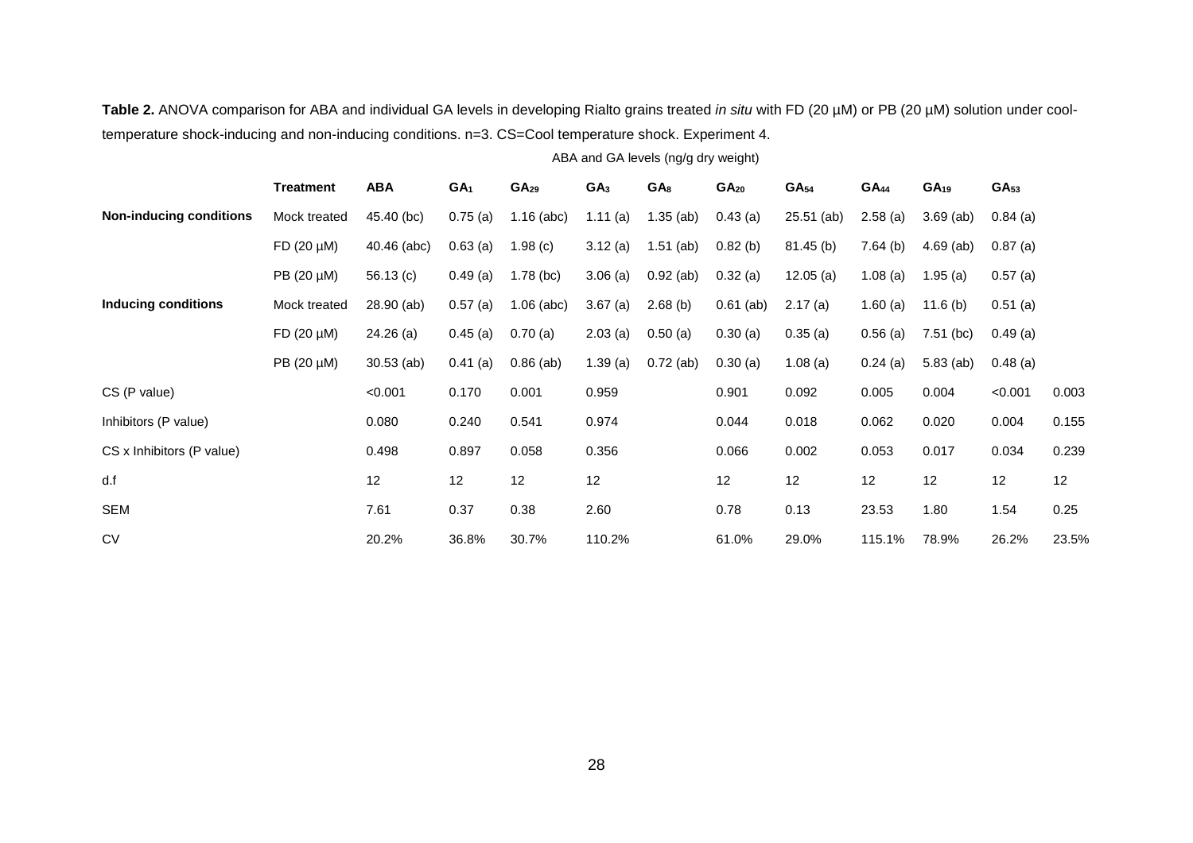**Table 2.** ANOVA comparison for ABA and individual GA levels in developing Rialto grains treated *in situ* with FD (20 µM) or PB (20 µM) solution under cool-temperature shock-inducing and non-inducing conditions. n=3. CS=Cool temperature shock. Experiment 4.

| | | ABA and GA levels (ng/g dry weight) | | | | | | | | | | |
|---|---|---|---|---|---|---|---|---|---|---|---|---|
| | **Treatment** | **ABA** | **$GA_1$** | **$GA_{29}$** | **$GA_3$** | **$GA_8$** | **$GA_{20}$** | **$GA_{54}$** | **$GA_{44}$** | **$GA_{19}$** | **$GA_{53}$** | |
| **Non-inducing conditions** | Mock treated | 45.40 (bc) | 0.75 (a) | 1.16 (abc) | 1.11 (a) | 1.35 (ab) | 0.43 (a) | 25.51 (ab) | 2.58 (a) | 3.69 (ab) | 0.84 (a) | |
| | FD (20 µM) | 40.46 (abc) | 0.63 (a) | 1.98 (c) | 3.12 (a) | 1.51 (ab) | 0.82 (b) | 81.45 (b) | 7.64 (b) | 4.69 (ab) | 0.87 (a) | |
| | PB (20 µM) | 56.13 (c) | 0.49 (a) | 1.78 (bc) | 3.06 (a) | 0.92 (ab) | 0.32 (a) | 12.05 (a) | 1.08 (a) | 1.95 (a) | 0.57 (a) | |
| **Inducing conditions** | Mock treated | 28.90 (ab) | 0.57 (a) | 1.06 (abc) | 3.67 (a) | 2.68 (b) | 0.61 (ab) | 2.17 (a) | 1.60 (a) | 11.6 (b) | 0.51 (a) | |
| | FD (20 µM) | 24.26 (a) | 0.45 (a) | 0.70 (a) | 2.03 (a) | 0.50 (a) | 0.30 (a) | 0.35 (a) | 0.56 (a) | 7.51 (bc) | 0.49 (a) | |
| | PB (20 µM) | 30.53 (ab) | 0.41 (a) | 0.86 (ab) | 1.39 (a) | 0.72 (ab) | 0.30 (a) | 1.08 (a) | 0.24 (a) | 5.83 (ab) | 0.48 (a) | |
| CS (P value) | | <0.001 | 0.170 | 0.001 | 0.959 | | 0.901 | 0.092 | 0.005 | 0.004 | <0.001 | 0.003 |
| Inhibitors (P value) | | 0.080 | 0.240 | 0.541 | 0.974 | | 0.044 | 0.018 | 0.062 | 0.020 | 0.004 | 0.155 |
| CS x Inhibitors (P value) | | 0.498 | 0.897 | 0.058 | 0.356 | | 0.066 | 0.002 | 0.053 | 0.017 | 0.034 | 0.239 |
| d.f | | 12 | 12 | 12 | 12 | | 12 | 12 | 12 | 12 | 12 | 12 |
| SEM | | 7.61 | 0.37 | 0.38 | 2.60 | | 0.78 | 0.13 | 23.53 | 1.80 | 1.54 | 0.25 |
| CV | | 20.2% | 36.8% | 30.7% | 110.2% | | 61.0% | 29.0% | 115.1% | 78.9% | 26.2% | 23.5% |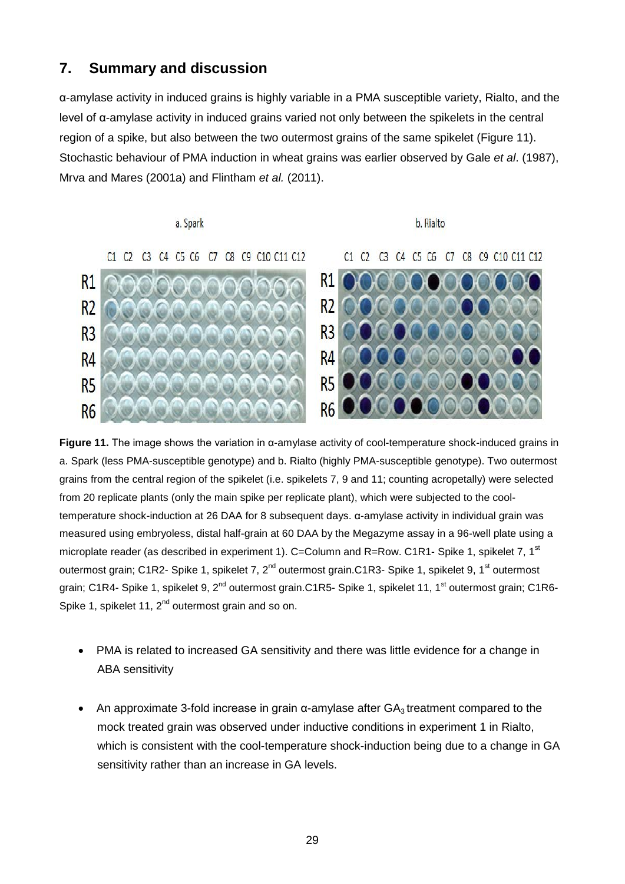## 7. Summary and discussion

α-amylase activity in induced grains is highly variable in a PMA susceptible variety, Rialto, and the level of α-amylase activity in induced grains varied not only between the spikelets in the central region of a spike, but also between the two outermost grains of the same spikelet (Figure 11). Stochastic behaviour of PMA induction in wheat grains was earlier observed by Gale *et al*. (1987), Mrva and Mares (2001a) and Flintham *et al.* (2011).

**Figure 11.** The image shows the variation in α-amylase activity of cool-temperature shock-induced grains in a. Spark (less PMA-susceptible genotype) and b. Rialto (highly PMA-susceptible genotype). Two outermost grains from the central region of the spikelet (i.e. spikelets 7, 9 and 11; counting acropetally) were selected from 20 replicate plants (only the main spike per replicate plant), which were subjected to the cool-temperature shock-induction at 26 DAA for 8 subsequent days. α-amylase activity in individual grain was measured using embryoless, distal half-grain at 60 DAA by the Megazyme assay in a 96-well plate using a microplate reader (as described in experiment 1). C=Column and R=Row. C1R1- Spike 1, spikelet 7, 1st outermost grain; C1R2- Spike 1, spikelet 7, 2nd outermost grain.C1R3- Spike 1, spikelet 9, 1st outermost grain; C1R4- Spike 1, spikelet 9, 2nd outermost grain.C1R5- Spike 1, spikelet 11, 1st outermost grain; C1R6- Spike 1, spikelet 11, 2nd outermost grain and so on.

- PMA is related to increased GA sensitivity and there was little evidence for a change in ABA sensitivity

- An approximate 3-fold increase in grain α-amylase after $GA_3$ treatment compared to the mock treated grain was observed under inductive conditions in experiment 1 in Rialto, which is consistent with the cool-temperature shock-induction being due to a change in GA sensitivity rather than an increase in GA levels.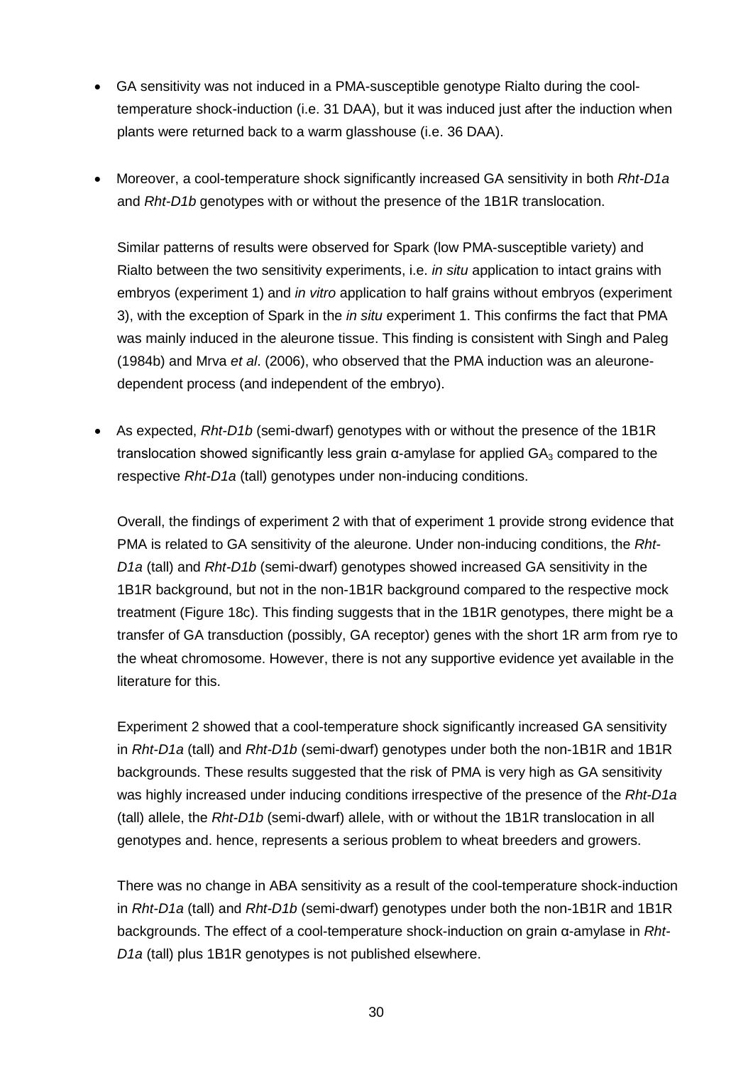- GA sensitivity was not induced in a PMA-susceptible genotype Rialto during the cool-temperature shock-induction (i.e. 31 DAA), but it was induced just after the induction when plants were returned back to a warm glasshouse (i.e. 36 DAA).

- Moreover, a cool-temperature shock significantly increased GA sensitivity in both *Rht-D1a* and *Rht-D1b* genotypes with or without the presence of the 1B1R translocation.

  Similar patterns of results were observed for Spark (low PMA-susceptible variety) and Rialto between the two sensitivity experiments, i.e. *in situ* application to intact grains with embryos (experiment 1) and *in vitro* application to half grains without embryos (experiment 3), with the exception of Spark in the *in situ* experiment 1. This confirms the fact that PMA was mainly induced in the aleurone tissue. This finding is consistent with Singh and Paleg (1984b) and Mrva *et al*. (2006), who observed that the PMA induction was an aleurone-dependent process (and independent of the embryo).

- As expected, *Rht-D1b* (semi-dwarf) genotypes with or without the presence of the 1B1R translocation showed significantly less grain α-amylase for applied $GA_3$ compared to the respective *Rht-D1a* (tall) genotypes under non-inducing conditions.

  Overall, the findings of experiment 2 with that of experiment 1 provide strong evidence that PMA is related to GA sensitivity of the aleurone. Under non-inducing conditions, the *Rht-D1a* (tall) and *Rht-D1b* (semi-dwarf) genotypes showed increased GA sensitivity in the 1B1R background, but not in the non-1B1R background compared to the respective mock treatment (Figure 18c). This finding suggests that in the 1B1R genotypes, there might be a transfer of GA transduction (possibly, GA receptor) genes with the short 1R arm from rye to the wheat chromosome. However, there is not any supportive evidence yet available in the literature for this.

  Experiment 2 showed that a cool-temperature shock significantly increased GA sensitivity in *Rht-D1a* (tall) and *Rht-D1b* (semi-dwarf) genotypes under both the non-1B1R and 1B1R backgrounds. These results suggested that the risk of PMA is very high as GA sensitivity was highly increased under inducing conditions irrespective of the presence of the *Rht-D1a* (tall) allele, the *Rht-D1b* (semi-dwarf) allele, with or without the 1B1R translocation in all genotypes and. hence, represents a serious problem to wheat breeders and growers.

  There was no change in ABA sensitivity as a result of the cool-temperature shock-induction in *Rht-D1a* (tall) and *Rht-D1b* (semi-dwarf) genotypes under both the non-1B1R and 1B1R backgrounds. The effect of a cool-temperature shock-induction on grain α-amylase in *Rht-D1a* (tall) plus 1B1R genotypes is not published elsewhere.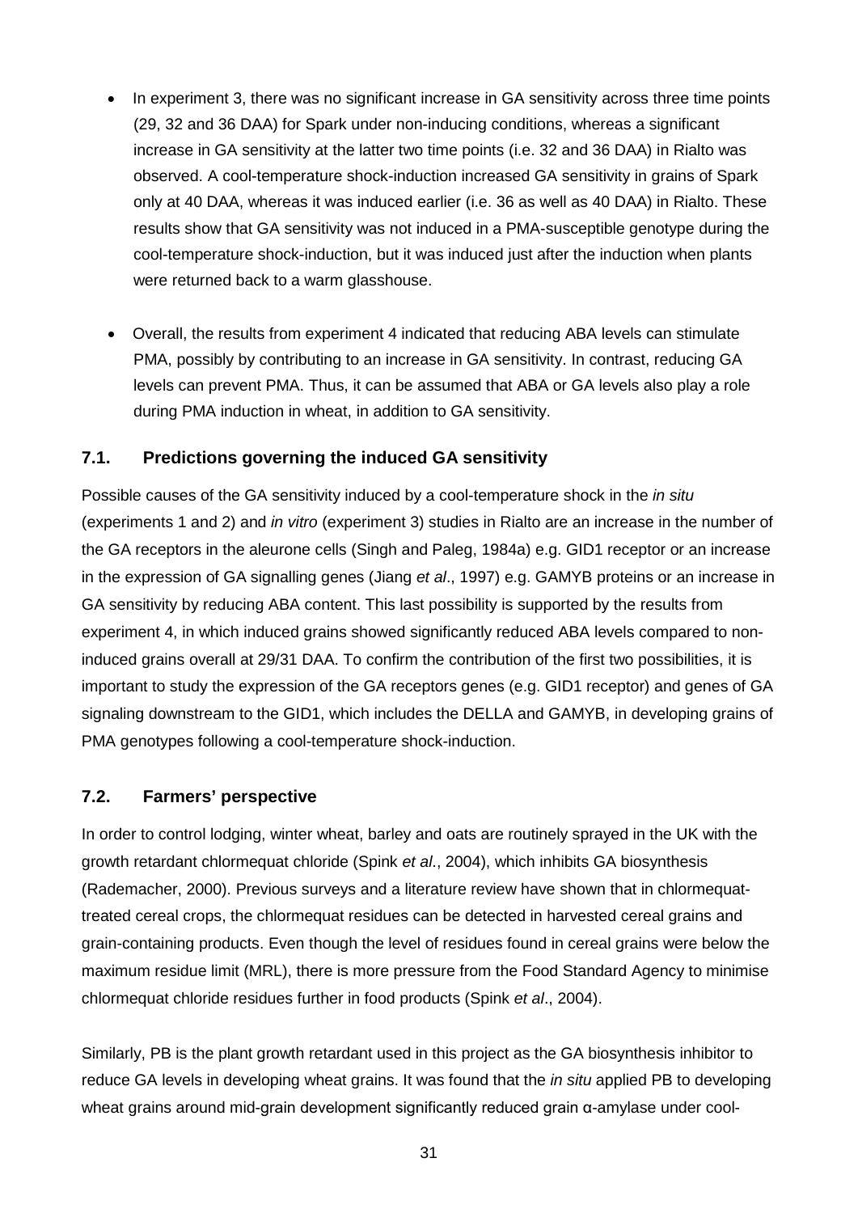- In experiment 3, there was no significant increase in GA sensitivity across three time points (29, 32 and 36 DAA) for Spark under non-inducing conditions, whereas a significant increase in GA sensitivity at the latter two time points (i.e. 32 and 36 DAA) in Rialto was observed. A cool-temperature shock-induction increased GA sensitivity in grains of Spark only at 40 DAA, whereas it was induced earlier (i.e. 36 as well as 40 DAA) in Rialto. These results show that GA sensitivity was not induced in a PMA-susceptible genotype during the cool-temperature shock-induction, but it was induced just after the induction when plants were returned back to a warm glasshouse.

- Overall, the results from experiment 4 indicated that reducing ABA levels can stimulate PMA, possibly by contributing to an increase in GA sensitivity. In contrast, reducing GA levels can prevent PMA. Thus, it can be assumed that ABA or GA levels also play a role during PMA induction in wheat, in addition to GA sensitivity.

## 7.1. Predictions governing the induced GA sensitivity

Possible causes of the GA sensitivity induced by a cool-temperature shock in the *in situ* (experiments 1 and 2) and *in vitro* (experiment 3) studies in Rialto are an increase in the number of the GA receptors in the aleurone cells (Singh and Paleg, 1984a) e.g. GID1 receptor or an increase in the expression of GA signalling genes (Jiang *et al*., 1997) e.g. GAMYB proteins or an increase in GA sensitivity by reducing ABA content. This last possibility is supported by the results from experiment 4, in which induced grains showed significantly reduced ABA levels compared to non-induced grains overall at 29/31 DAA. To confirm the contribution of the first two possibilities, it is important to study the expression of the GA receptors genes (e.g. GID1 receptor) and genes of GA signaling downstream to the GID1, which includes the DELLA and GAMYB, in developing grains of PMA genotypes following a cool-temperature shock-induction.

## 7.2. Farmers' perspective

In order to control lodging, winter wheat, barley and oats are routinely sprayed in the UK with the growth retardant chlormequat chloride (Spink *et al*., 2004), which inhibits GA biosynthesis (Rademacher, 2000). Previous surveys and a literature review have shown that in chlormequat-treated cereal crops, the chlormequat residues can be detected in harvested cereal grains and grain-containing products. Even though the level of residues found in cereal grains were below the maximum residue limit (MRL), there is more pressure from the Food Standard Agency to minimise chlormequat chloride residues further in food products (Spink *et al*., 2004).

Similarly, PB is the plant growth retardant used in this project as the GA biosynthesis inhibitor to reduce GA levels in developing wheat grains. It was found that the *in situ* applied PB to developing wheat grains around mid-grain development significantly reduced grain α-amylase under cool-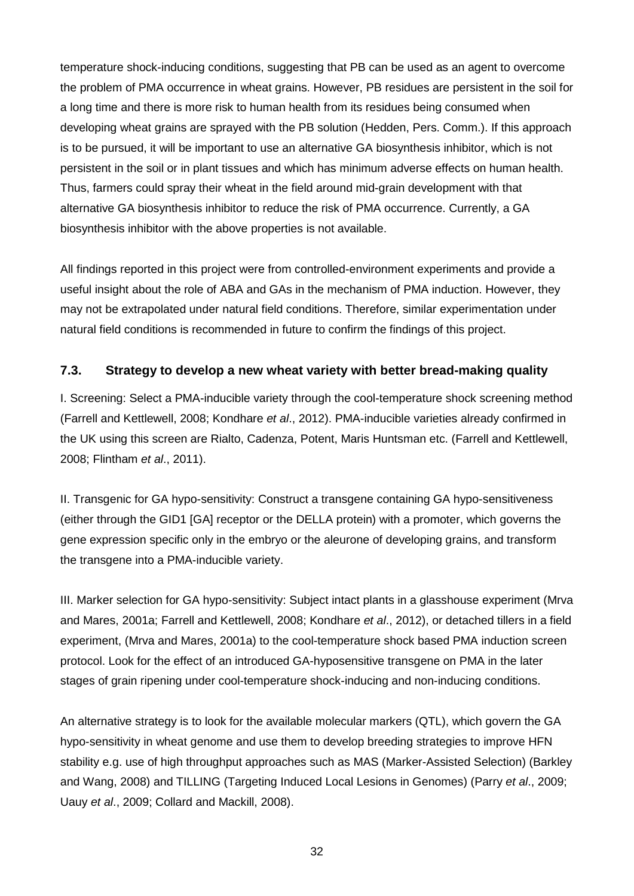temperature shock-inducing conditions, suggesting that PB can be used as an agent to overcome the problem of PMA occurrence in wheat grains. However, PB residues are persistent in the soil for a long time and there is more risk to human health from its residues being consumed when developing wheat grains are sprayed with the PB solution (Hedden, Pers. Comm.). If this approach is to be pursued, it will be important to use an alternative GA biosynthesis inhibitor, which is not persistent in the soil or in plant tissues and which has minimum adverse effects on human health. Thus, farmers could spray their wheat in the field around mid-grain development with that alternative GA biosynthesis inhibitor to reduce the risk of PMA occurrence. Currently, a GA biosynthesis inhibitor with the above properties is not available.

All findings reported in this project were from controlled-environment experiments and provide a useful insight about the role of ABA and GAs in the mechanism of PMA induction. However, they may not be extrapolated under natural field conditions. Therefore, similar experimentation under natural field conditions is recommended in future to confirm the findings of this project.

### 7.3. Strategy to develop a new wheat variety with better bread-making quality

I. Screening: Select a PMA-inducible variety through the cool-temperature shock screening method (Farrell and Kettlewell, 2008; Kondhare *et al*., 2012). PMA-inducible varieties already confirmed in the UK using this screen are Rialto, Cadenza, Potent, Maris Huntsman etc. (Farrell and Kettlewell, 2008; Flintham *et al*., 2011).

II. Transgenic for GA hypo-sensitivity: Construct a transgene containing GA hypo-sensitiveness (either through the GID1 [GA] receptor or the DELLA protein) with a promoter, which governs the gene expression specific only in the embryo or the aleurone of developing grains, and transform the transgene into a PMA-inducible variety.

III. Marker selection for GA hypo-sensitivity: Subject intact plants in a glasshouse experiment (Mrva and Mares, 2001a; Farrell and Kettlewell, 2008; Kondhare *et al*., 2012), or detached tillers in a field experiment, (Mrva and Mares, 2001a) to the cool-temperature shock based PMA induction screen protocol. Look for the effect of an introduced GA-hyposensitive transgene on PMA in the later stages of grain ripening under cool-temperature shock-inducing and non-inducing conditions.

An alternative strategy is to look for the available molecular markers (QTL), which govern the GA hypo-sensitivity in wheat genome and use them to develop breeding strategies to improve HFN stability e.g. use of high throughput approaches such as MAS (Marker-Assisted Selection) (Barkley and Wang, 2008) and TILLING (Targeting Induced Local Lesions in Genomes) (Parry *et al*., 2009; Uauy *et al*., 2009; Collard and Mackill, 2008).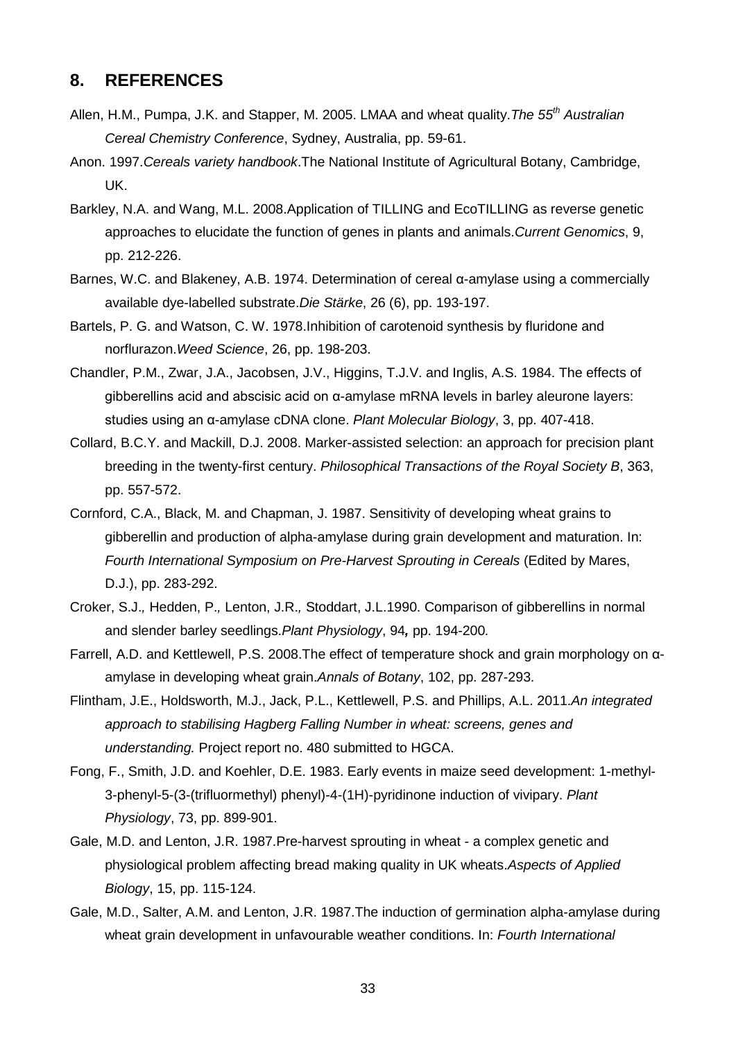## 8. REFERENCES

Allen, H.M., Pumpa, J.K. and Stapper, M. 2005. LMAA and wheat quality.*The 55th Australian Cereal Chemistry Conference*, Sydney, Australia, pp. 59-61.

Anon. 1997.*Cereals variety handbook*.The National Institute of Agricultural Botany, Cambridge, UK.

Barkley, N.A. and Wang, M.L. 2008.Application of TILLING and EcoTILLING as reverse genetic approaches to elucidate the function of genes in plants and animals.*Current Genomics*, 9, pp. 212-226.

Barnes, W.C. and Blakeney, A.B. 1974. Determination of cereal α-amylase using a commercially available dye-labelled substrate.*Die Stärke*, 26 (6), pp. 193-197.

Bartels, P. G. and Watson, C. W. 1978.Inhibition of carotenoid synthesis by fluridone and norflurazon.*Weed Science*, 26, pp. 198-203.

Chandler, P.M., Zwar, J.A., Jacobsen, J.V., Higgins, T.J.V. and Inglis, A.S. 1984. The effects of gibberellins acid and abscisic acid on α-amylase mRNA levels in barley aleurone layers: studies using an α-amylase cDNA clone. *Plant Molecular Biology*, 3, pp. 407-418.

Collard, B.C.Y. and Mackill, D.J. 2008. Marker-assisted selection: an approach for precision plant breeding in the twenty-first century. *Philosophical Transactions of the Royal Society B*, 363, pp. 557-572.

Cornford, C.A., Black, M. and Chapman, J. 1987. Sensitivity of developing wheat grains to gibberellin and production of alpha-amylase during grain development and maturation. In: *Fourth International Symposium on Pre-Harvest Sprouting in Cereals* (Edited by Mares, D.J.), pp. 283-292.

Croker, S.J.*,* Hedden, P.*,* Lenton, J.R.*,* Stoddart, J.L.1990*.* Comparison of gibberellins in normal and slender barley seedlings.*Plant Physiology*, 94*,* pp. 194-200*.*

Farrell, A.D. and Kettlewell, P.S. 2008.The effect of temperature shock and grain morphology on α-amylase in developing wheat grain.*Annals of Botany*, 102, pp. 287-293.

Flintham, J.E., Holdsworth, M.J., Jack, P.L., Kettlewell, P.S. and Phillips, A.L. 2011.*An integrated approach to stabilising Hagberg Falling Number in wheat: screens, genes and understanding.* Project report no. 480 submitted to HGCA.

Fong, F., Smith, J.D. and Koehler, D.E. 1983. Early events in maize seed development: 1-methyl-3-phenyl-5-(3-(trifluormethyl) phenyl)-4-(1H)-pyridinone induction of vivipary. *Plant Physiology*, 73, pp. 899-901.

Gale, M.D. and Lenton, J.R. 1987.Pre-harvest sprouting in wheat - a complex genetic and physiological problem affecting bread making quality in UK wheats.*Aspects of Applied Biology*, 15, pp. 115-124.

Gale, M.D., Salter, A.M. and Lenton, J.R. 1987.The induction of germination alpha-amylase during wheat grain development in unfavourable weather conditions. In: *Fourth International*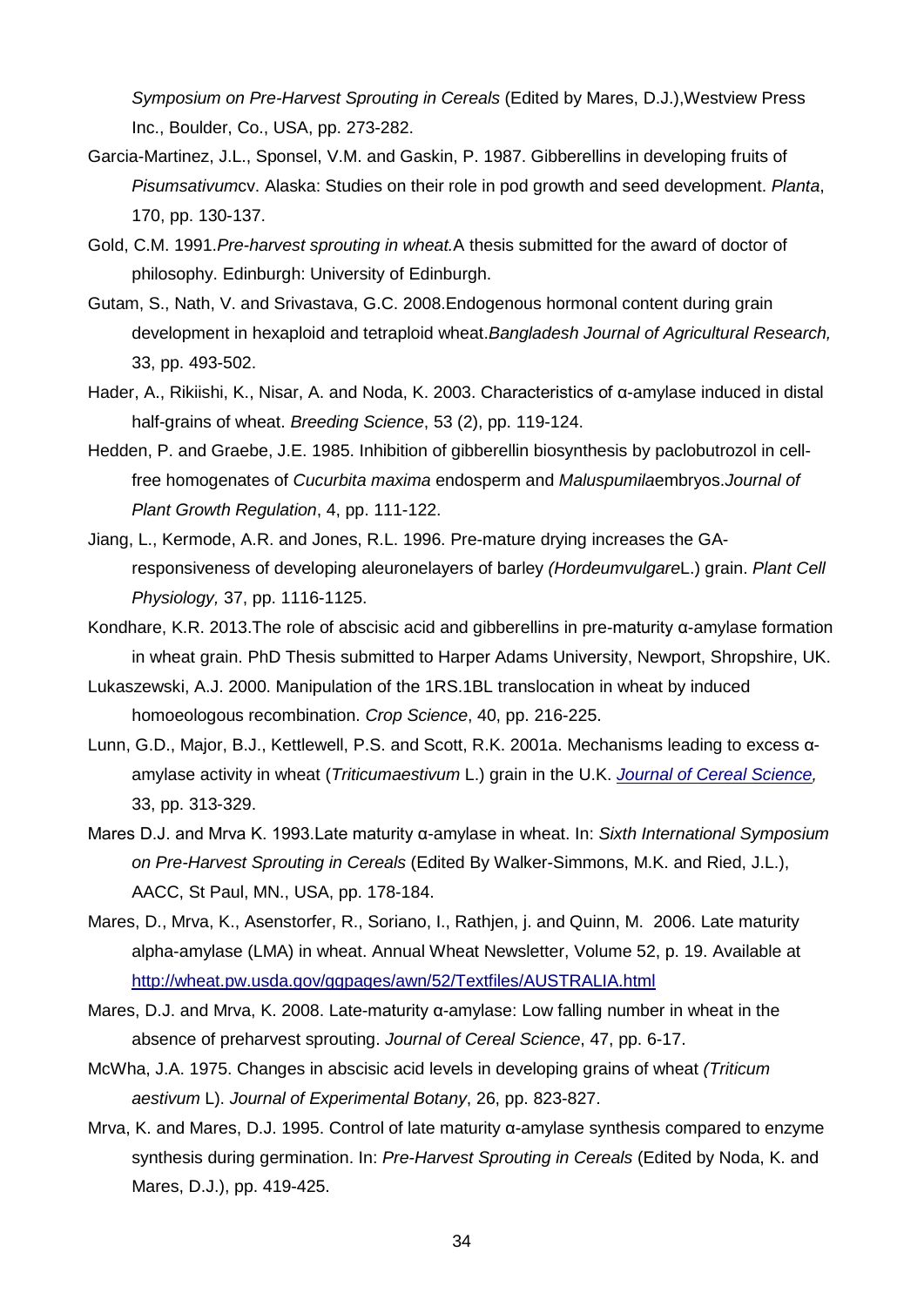*Symposium on Pre-Harvest Sprouting in Cereals* (Edited by Mares, D.J.),Westview Press Inc., Boulder, Co., USA, pp. 273-282.

Garcia-Martinez, J.L., Sponsel, V.M. and Gaskin, P. 1987. Gibberellins in developing fruits of *Pisumsativum*cv. Alaska: Studies on their role in pod growth and seed development. *Planta*, 170, pp. 130-137.

Gold, C.M. 1991.*Pre-harvest sprouting in wheat.*A thesis submitted for the award of doctor of philosophy. Edinburgh: University of Edinburgh.

Gutam, S., Nath, V. and Srivastava, G.C. 2008.Endogenous hormonal content during grain development in hexaploid and tetraploid wheat.*Bangladesh Journal of Agricultural Research,* 33, pp. 493-502.

Hader, A., Rikiishi, K., Nisar, A. and Noda, K. 2003. Characteristics of α-amylase induced in distal half-grains of wheat. *Breeding Science*, 53 (2), pp. 119-124.

Hedden, P. and Graebe, J.E. 1985. Inhibition of gibberellin biosynthesis by paclobutrozol in cell-free homogenates of *Cucurbita maxima* endosperm and *Maluspumila*embryos.*Journal of Plant Growth Regulation*, 4, pp. 111-122.

Jiang, L., Kermode, A.R. and Jones, R.L. 1996. Pre-mature drying increases the GA-responsiveness of developing aleuronelayers of barley *(Hordeumvulgare*L.) grain. *Plant Cell Physiology,* 37, pp. 1116-1125.

Kondhare, K.R. 2013.The role of abscisic acid and gibberellins in pre-maturity α-amylase formation in wheat grain. PhD Thesis submitted to Harper Adams University, Newport, Shropshire, UK.

Lukaszewski, A.J. 2000. Manipulation of the 1RS.1BL translocation in wheat by induced homoeologous recombination. *Crop Science*, 40, pp. 216-225.

Lunn, G.D., Major, B.J., Kettlewell, P.S. and Scott, R.K. 2001a. Mechanisms leading to excess α-amylase activity in wheat (*Triticumaestivum* L.) grain in the U.K. *Journal of Cereal Science,* 33, pp. 313-329.

Mares D.J. and Mrva K. 1993.Late maturity α-amylase in wheat. In: *Sixth International Symposium on Pre-Harvest Sprouting in Cereals* (Edited By Walker-Simmons, M.K. and Ried, J.L.), AACC, St Paul, MN., USA, pp. 178-184.

Mares, D., Mrva, K., Asenstorfer, R., Soriano, I., Rathjen, j. and Quinn, M. 2006. Late maturity alpha-amylase (LMA) in wheat. Annual Wheat Newsletter, Volume 52, p. 19. Available at http://wheat.pw.usda.gov/ggpages/awn/52/Textfiles/AUSTRALIA.html

Mares, D.J. and Mrva, K. 2008. Late-maturity α-amylase: Low falling number in wheat in the absence of preharvest sprouting. *Journal of Cereal Science*, 47, pp. 6-17.

McWha, J.A. 1975. Changes in abscisic acid levels in developing grains of wheat *(Triticum aestivum* L). *Journal of Experimental Botany*, 26, pp. 823-827.

Mrva, K. and Mares, D.J. 1995. Control of late maturity α-amylase synthesis compared to enzyme synthesis during germination. In: *Pre-Harvest Sprouting in Cereals* (Edited by Noda, K. and Mares, D.J.), pp. 419-425.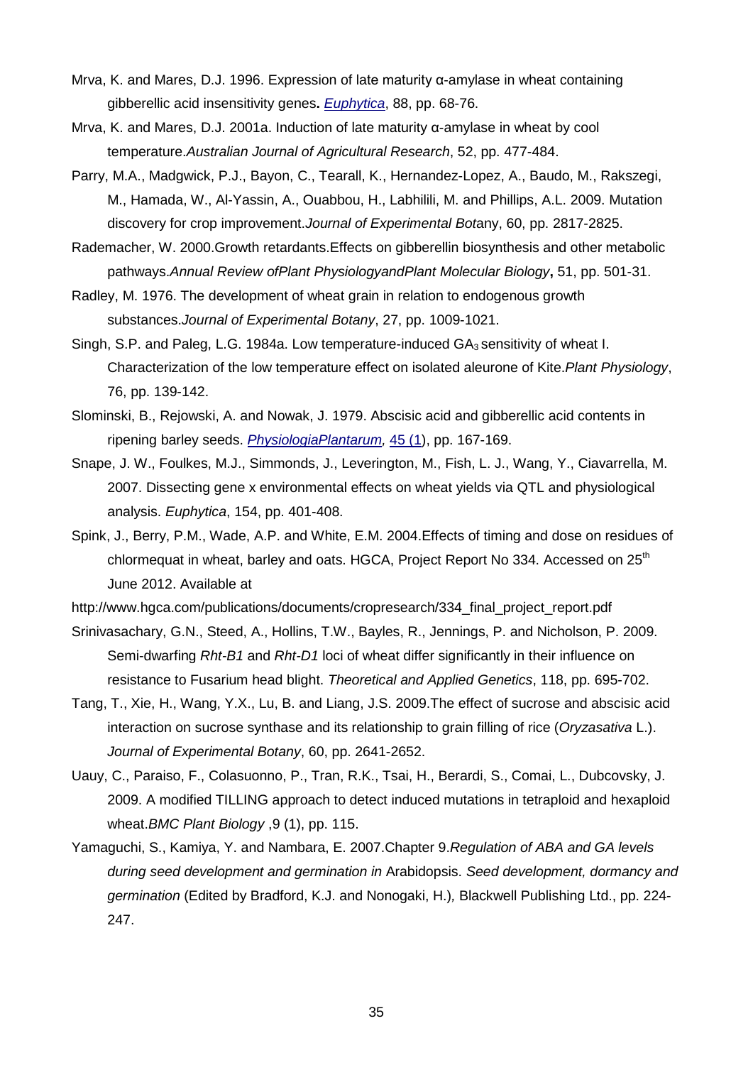Mrva, K. and Mares, D.J. 1996. Expression of late maturity α-amylase in wheat containing gibberellic acid insensitivity genes**.** *Euphytica*, 88, pp. 68-76.

Mrva, K. and Mares, D.J. 2001a. Induction of late maturity α-amylase in wheat by cool temperature.*Australian Journal of Agricultural Research*, 52, pp. 477-484.

Parry, M.A., Madgwick, P.J., Bayon, C., Tearall, K., Hernandez-Lopez, A., Baudo, M., Rakszegi, M., Hamada, W., Al-Yassin, A., Ouabbou, H., Labhilili, M. and Phillips, A.L. 2009. Mutation discovery for crop improvement.*Journal of Experimental Bot*any, 60, pp. 2817-2825.

Rademacher, W. 2000.Growth retardants.Effects on gibberellin biosynthesis and other metabolic pathways.*Annual Review ofPlant PhysiologyandPlant Molecular Biology***,** 51, pp. 501-31.

Radley, M. 1976. The development of wheat grain in relation to endogenous growth substances.*Journal of Experimental Botany*, 27, pp. 1009-1021.

Singh, S.P. and Paleg, L.G. 1984a. Low temperature-induced $GA_3$ sensitivity of wheat I. Characterization of the low temperature effect on isolated aleurone of Kite.*Plant Physiology*, 76, pp. 139-142.

Slominski, B., Rejowski, A. and Nowak, J. 1979. Abscisic acid and gibberellic acid contents in ripening barley seeds. *PhysiologiaPlantarum,* 45 (1), pp. 167-169.

Snape, J. W., Foulkes, M.J., Simmonds, J., Leverington, M., Fish, L. J., Wang, Y., Ciavarrella, M. 2007. Dissecting gene x environmental effects on wheat yields via QTL and physiological analysis. *Euphytica*, 154, pp. 401-408.

Spink, J., Berry, P.M., Wade, A.P. and White, E.M. 2004.Effects of timing and dose on residues of chlormequat in wheat, barley and oats. HGCA, Project Report No 334. Accessed on 25th June 2012. Available at

http://www.hgca.com/publications/documents/cropresearch/334_final_project_report.pdf

Srinivasachary, G.N., Steed, A., Hollins, T.W., Bayles, R., Jennings, P. and Nicholson, P. 2009. Semi-dwarfing *Rht-B1* and *Rht-D1* loci of wheat differ significantly in their influence on resistance to Fusarium head blight. *Theoretical and Applied Genetics*, 118, pp. 695-702.

Tang, T., Xie, H., Wang, Y.X., Lu, B. and Liang, J.S. 2009.The effect of sucrose and abscisic acid interaction on sucrose synthase and its relationship to grain filling of rice (*Oryzasativa* L.). *Journal of Experimental Botany*, 60, pp. 2641-2652.

Uauy, C., Paraiso, F., Colasuonno, P., Tran, R.K., Tsai, H., Berardi, S., Comai, L., Dubcovsky, J. 2009. A modified TILLING approach to detect induced mutations in tetraploid and hexaploid wheat.*BMC Plant Biology* ,9 (1), pp. 115.

Yamaguchi, S., Kamiya, Y. and Nambara, E. 2007.Chapter 9.*Regulation of ABA and GA levels during seed development and germination in* Arabidopsis. *Seed development, dormancy and germination* (Edited by Bradford, K.J. and Nonogaki, H.)*,* Blackwell Publishing Ltd., pp. 224-247.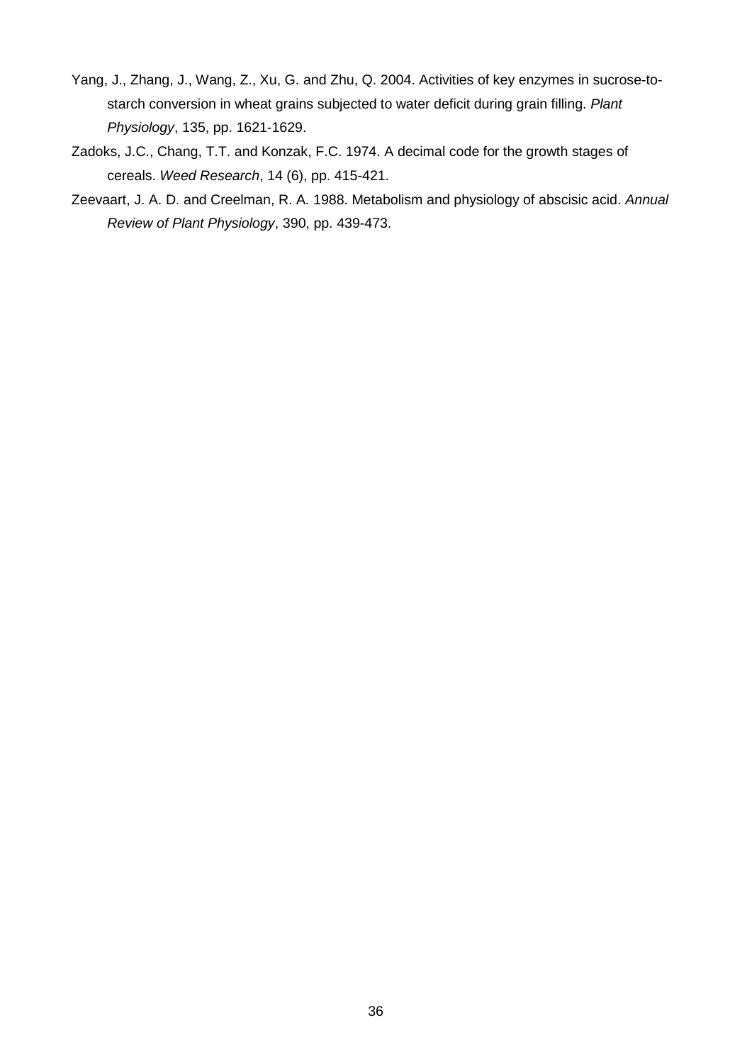Yang, J., Zhang, J., Wang, Z., Xu, G. and Zhu, Q. 2004. Activities of key enzymes in sucrose-to-starch conversion in wheat grains subjected to water deficit during grain filling. *Plant Physiology*, 135, pp. 1621-1629.

Zadoks, J.C., Chang, T.T. and Konzak, F.C. 1974. A decimal code for the growth stages of cereals. *Weed Research*, 14 (6), pp. 415-421.

Zeevaart, J. A. D. and Creelman, R. A. 1988. Metabolism and physiology of abscisic acid. *Annual Review of Plant Physiology*, 390, pp. 439-473.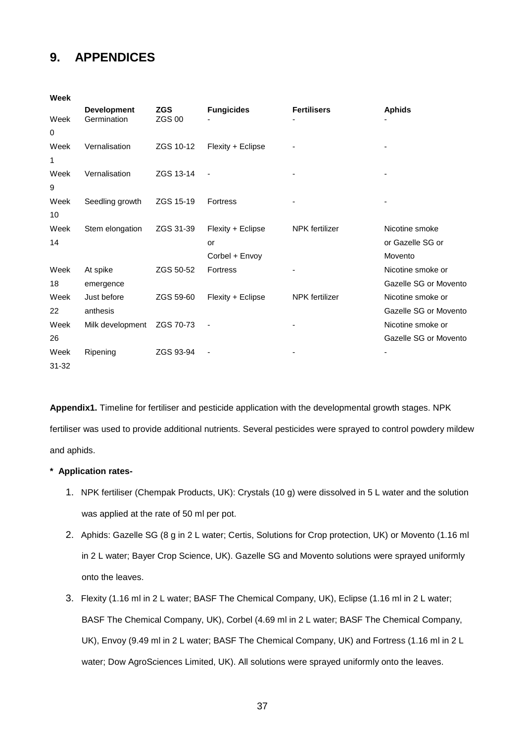# 9. APPENDICES

| Week | Development | ZGS | Fungicides | Fertilisers | Aphids |
|---|---|---|---|---|---|
| Week 0 | Germination | ZGS 00 | - | - | - |
| Week 1 | Vernalisation | ZGS 10-12 | Flexity + Eclipse | - | - |
| Week 9 | Vernalisation | ZGS 13-14 | - | - | - |
| Week 10 | Seedling growth | ZGS 15-19 | Fortress | - | - |
| Week 14 | Stem elongation | ZGS 31-39 | Flexity + Eclipse or Corbel + Envoy | NPK fertilizer | Nicotine smoke or Gazelle SG or Movento |
| Week 18 | At spike emergence | ZGS 50-52 | Fortress | - | Nicotine smoke or Gazelle SG or Movento |
| Week 22 | Just before anthesis | ZGS 59-60 | Flexity + Eclipse | NPK fertilizer | Nicotine smoke or Gazelle SG or Movento |
| Week 26 | Milk development | ZGS 70-73 | - | - | Nicotine smoke or Gazelle SG or Movento |
| Week 31-32 | Ripening | ZGS 93-94 | - | - | - |

**Appendix1.** Timeline for fertiliser and pesticide application with the developmental growth stages. NPK fertiliser was used to provide additional nutrients. Several pesticides were sprayed to control powdery mildew and aphids.

**\* Application rates-**

1. NPK fertiliser (Chempak Products, UK): Crystals (10 g) were dissolved in 5 L water and the solution was applied at the rate of 50 ml per pot.
2. Aphids: Gazelle SG (8 g in 2 L water; Certis, Solutions for Crop protection, UK) or Movento (1.16 ml in 2 L water; Bayer Crop Science, UK). Gazelle SG and Movento solutions were sprayed uniformly onto the leaves.
3. Flexity (1.16 ml in 2 L water; BASF The Chemical Company, UK), Eclipse (1.16 ml in 2 L water; BASF The Chemical Company, UK), Corbel (4.69 ml in 2 L water; BASF The Chemical Company, UK), Envoy (9.49 ml in 2 L water; BASF The Chemical Company, UK) and Fortress (1.16 ml in 2 L water; Dow AgroSciences Limited, UK). All solutions were sprayed uniformly onto the leaves.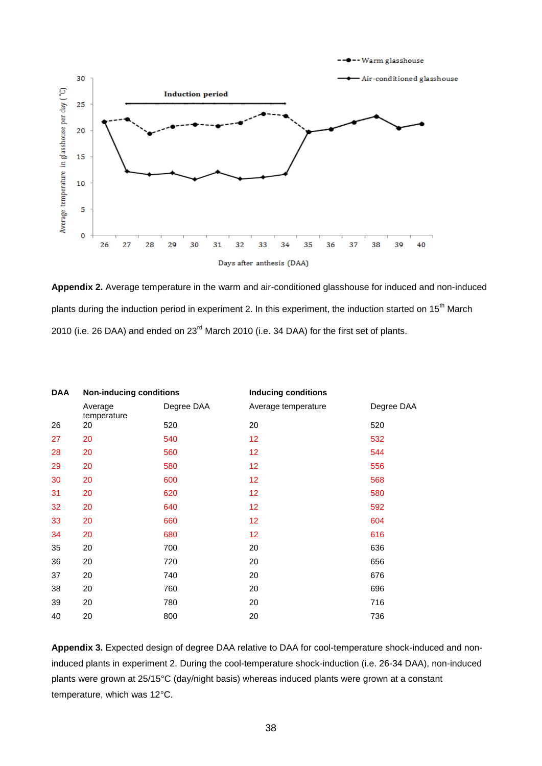Warm glasshouse
Air-conditioned glasshouse

Induction period

Average temperature in glasshouse per day (°C)

30
25
20
15
10
5
0

26 27 28 29 30 31 32 33 34 35 36 37 38 39 40

Days after anthesis (DAA)

**Appendix 2.** Average temperature in the warm and air-conditioned glasshouse for induced and non-induced plants during the induction period in experiment 2. In this experiment, the induction started on 15th March 2010 (i.e. 26 DAA) and ended on 23rd March 2010 (i.e. 34 DAA) for the first set of plants.

| **DAA** | **Non-inducing conditions** | | **Inducing conditions** | |
|---|---|---|---|---|
| | Average temperature | Degree DAA | Average temperature | Degree DAA |
| 26 | 20 | 520 | 20 | 520 |
| 27 | 20 | 540 | 12 | 532 |
| 28 | 20 | 560 | 12 | 544 |
| 29 | 20 | 580 | 12 | 556 |
| 30 | 20 | 600 | 12 | 568 |
| 31 | 20 | 620 | 12 | 580 |
| 32 | 20 | 640 | 12 | 592 |
| 33 | 20 | 660 | 12 | 604 |
| 34 | 20 | 680 | 12 | 616 |
| 35 | 20 | 700 | 20 | 636 |
| 36 | 20 | 720 | 20 | 656 |
| 37 | 20 | 740 | 20 | 676 |
| 38 | 20 | 760 | 20 | 696 |
| 39 | 20 | 780 | 20 | 716 |
| 40 | 20 | 800 | 20 | 736 |

**Appendix 3.** Expected design of degree DAA relative to DAA for cool-temperature shock-induced and non-induced plants in experiment 2. During the cool-temperature shock-induction (i.e. 26-34 DAA), non-induced plants were grown at 25/15°C (day/night basis) whereas induced plants were grown at a constant temperature, which was 12°C.